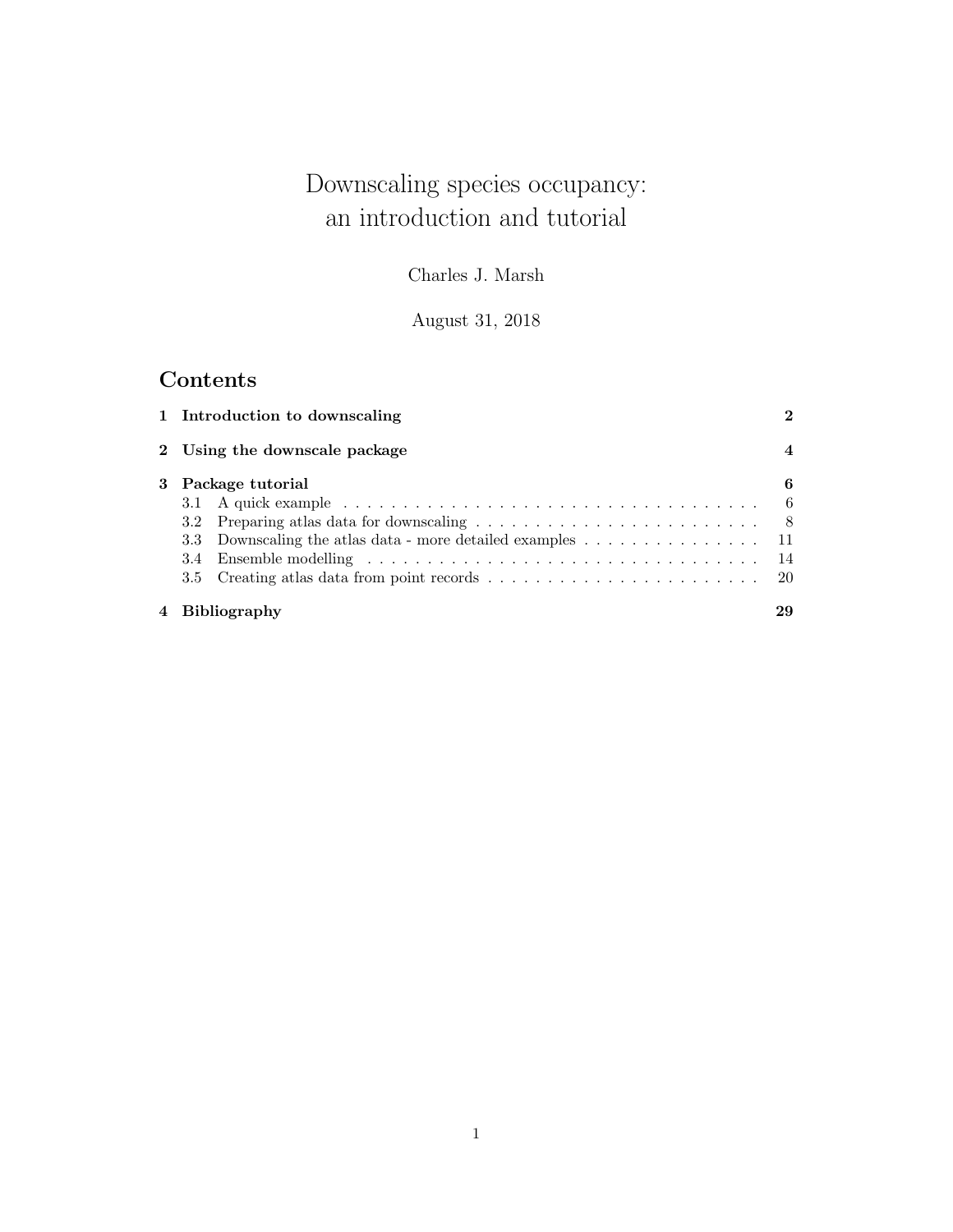# Downscaling species occupancy: an introduction and tutorial

Charles J. Marsh

August 31, 2018

## Contents

| | | |
|---|---|---|
| **1** | **Introduction to downscaling** | **2** |
| **2** | **Using the downscale package** | **4** |
| **3** | **Package tutorial** | **6** |
| 3.1 | A quick example | 6 |
| 3.2 | Preparing atlas data for downscaling | 8 |
| 3.3 | Downscaling the atlas data - more detailed examples | 11 |
| 3.4 | Ensemble modelling | 14 |
| 3.5 | Creating atlas data from point records | 20 |
| **4** | **Bibliography** | **29** |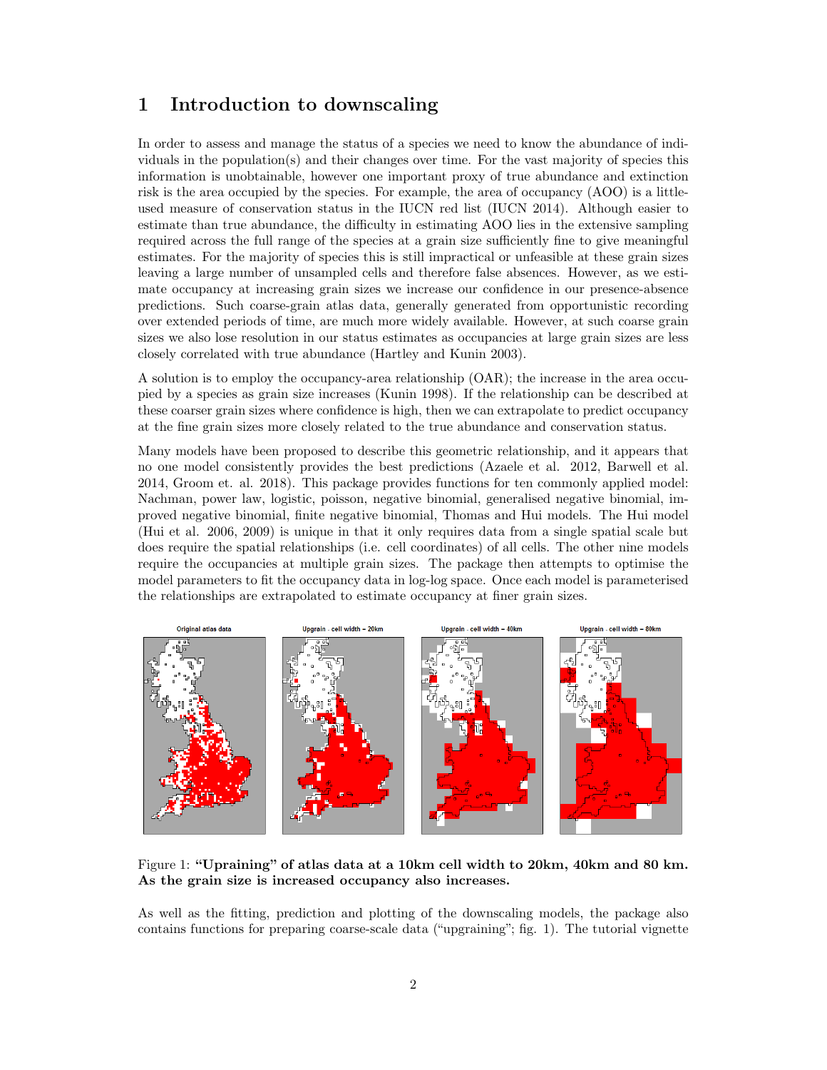# 1 Introduction to downscaling

In order to assess and manage the status of a species we need to know the abundance of individuals in the population(s) and their changes over time. For the vast majority of species this information is unobtainable, however one important proxy of true abundance and extinction risk is the area occupied by the species. For example, the area of occupancy (AOO) is a little-used measure of conservation status in the IUCN red list (IUCN 2014). Although easier to estimate than true abundance, the difficulty in estimating AOO lies in the extensive sampling required across the full range of the species at a grain size sufficiently fine to give meaningful estimates. For the majority of species this is still impractical or unfeasible at these grain sizes leaving a large number of unsampled cells and therefore false absences. However, as we estimate occupancy at increasing grain sizes we increase our confidence in our presence-absence predictions. Such coarse-grain atlas data, generally generated from opportunistic recording over extended periods of time, are much more widely available. However, at such coarse grain sizes we also lose resolution in our status estimates as occupancies at large grain sizes are less closely correlated with true abundance (Hartley and Kunin 2003).

A solution is to employ the occupancy-area relationship (OAR); the increase in the area occupied by a species as grain size increases (Kunin 1998). If the relationship can be described at these coarser grain sizes where confidence is high, then we can extrapolate to predict occupancy at the fine grain sizes more closely related to the true abundance and conservation status.

Many models have been proposed to describe this geometric relationship, and it appears that no one model consistently provides the best predictions (Azaele et al. 2012, Barwell et al. 2014, Groom et. al. 2018). This package provides functions for ten commonly applied model: Nachman, power law, logistic, poisson, negative binomial, generalised negative binomial, improved negative binomial, finite negative binomial, Thomas and Hui models. The Hui model (Hui et al. 2006, 2009) is unique in that it only requires data from a single spatial scale but does require the spatial relationships (i.e. cell coordinates) of all cells. The other nine models require the occupancies at multiple grain sizes. The package then attempts to optimise the model parameters to fit the occupancy data in log-log space. Once each model is parameterised the relationships are extrapolated to estimate occupancy at finer grain sizes.

Figure 1: **"Upraining" of atlas data at a 10km cell width to 20km, 40km and 80 km. As the grain size is increased occupancy also increases.**

As well as the fitting, prediction and plotting of the downscaling models, the package also contains functions for preparing coarse-scale data ("upgraining"; fig. 1). The tutorial vignette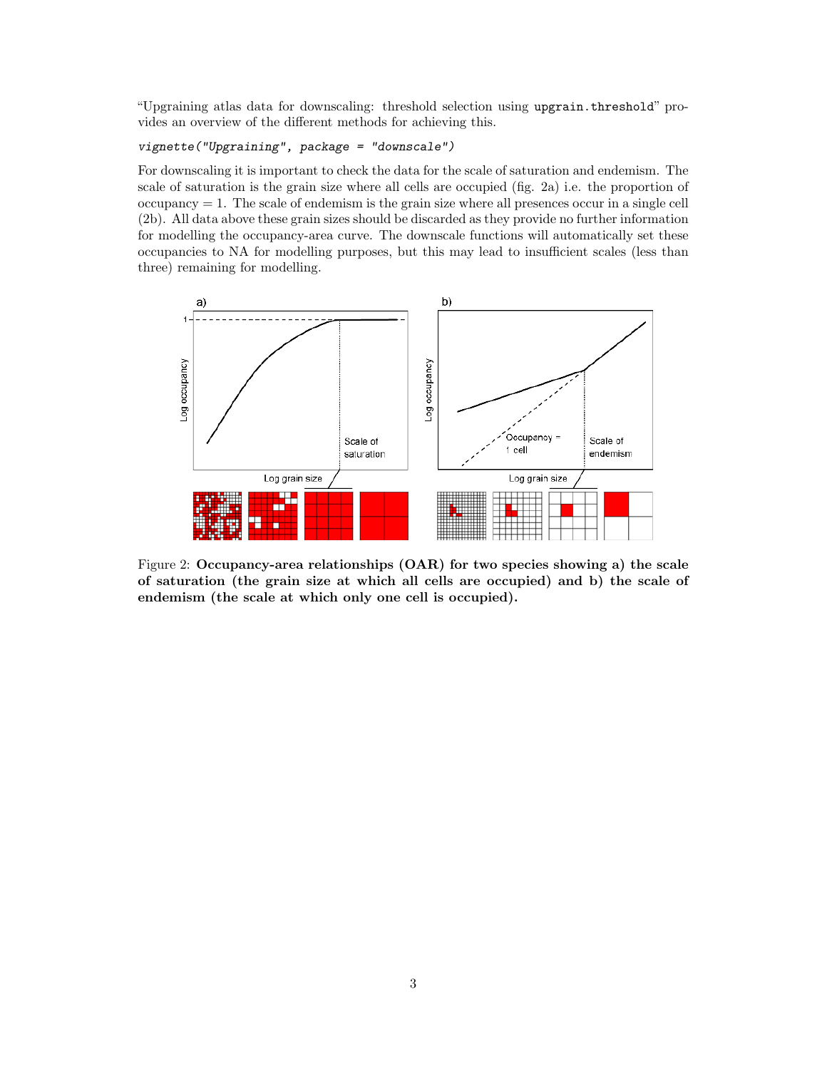"Upgraining atlas data for downscaling: threshold selection using `upgrain.threshold`" provides an overview of the different methods for achieving this.

```
vignette("Upgraining", package = "downscale")
```

For downscaling it is important to check the data for the scale of saturation and endemism. The scale of saturation is the grain size where all cells are occupied (fig. 2a) i.e. the proportion of occupancy = 1. The scale of endemism is the grain size where all presences occur in a single cell (2b). All data above these grain sizes should be discarded as they provide no further information for modelling the occupancy-area curve. The downscale functions will automatically set these occupancies to NA for modelling purposes, but this may lead to insufficient scales (less than three) remaining for modelling.

Figure 2: **Occupancy-area relationships (OAR) for two species showing a) the scale of saturation (the grain size at which all cells are occupied) and b) the scale of endemism (the scale at which only one cell is occupied).**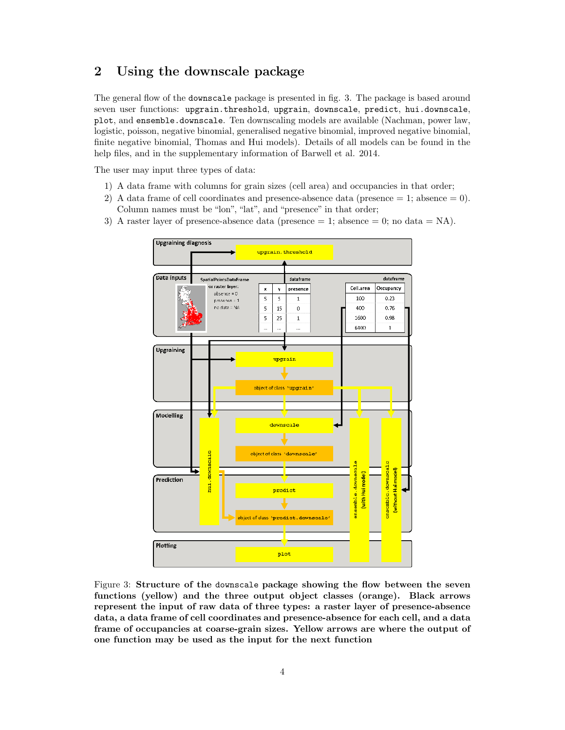## 2 Using the downscale package

The general flow of the `downscale` package is presented in fig. 3. The package is based around seven user functions: `upgrain.threshold`, `upgrain`, `downscale`, `predict`, `hui.downscale`, `plot`, and `ensemble.downscale`. Ten downscaling models are available (Nachman, power law, logistic, poisson, negative binomial, generalised negative binomial, improved negative binomial, finite negative binomial, Thomas and Hui models). Details of all models can be found in the help files, and in the supplementary information of Barwell et al. 2014.

The user may input three types of data:

1) A data frame with columns for grain sizes (cell area) and occupancies in that order;
2) A data frame of cell coordinates and presence-absence data (presence = 1; absence = 0). Column names must be "lon", "lat", and "presence" in that order;
3) A raster layer of presence-absence data (presence = 1; absence = 0; no data = NA).

Figure 3: **Structure of the** `downscale` **package showing the flow between the seven functions (yellow) and the three output object classes (orange). Black arrows represent the input of raw data of three types: a raster layer of presence-absence data, a data frame of cell coordinates and presence-absence for each cell, and a data frame of occupancies at coarse-grain sizes. Yellow arrows are where the output of one function may be used as the input for the next function**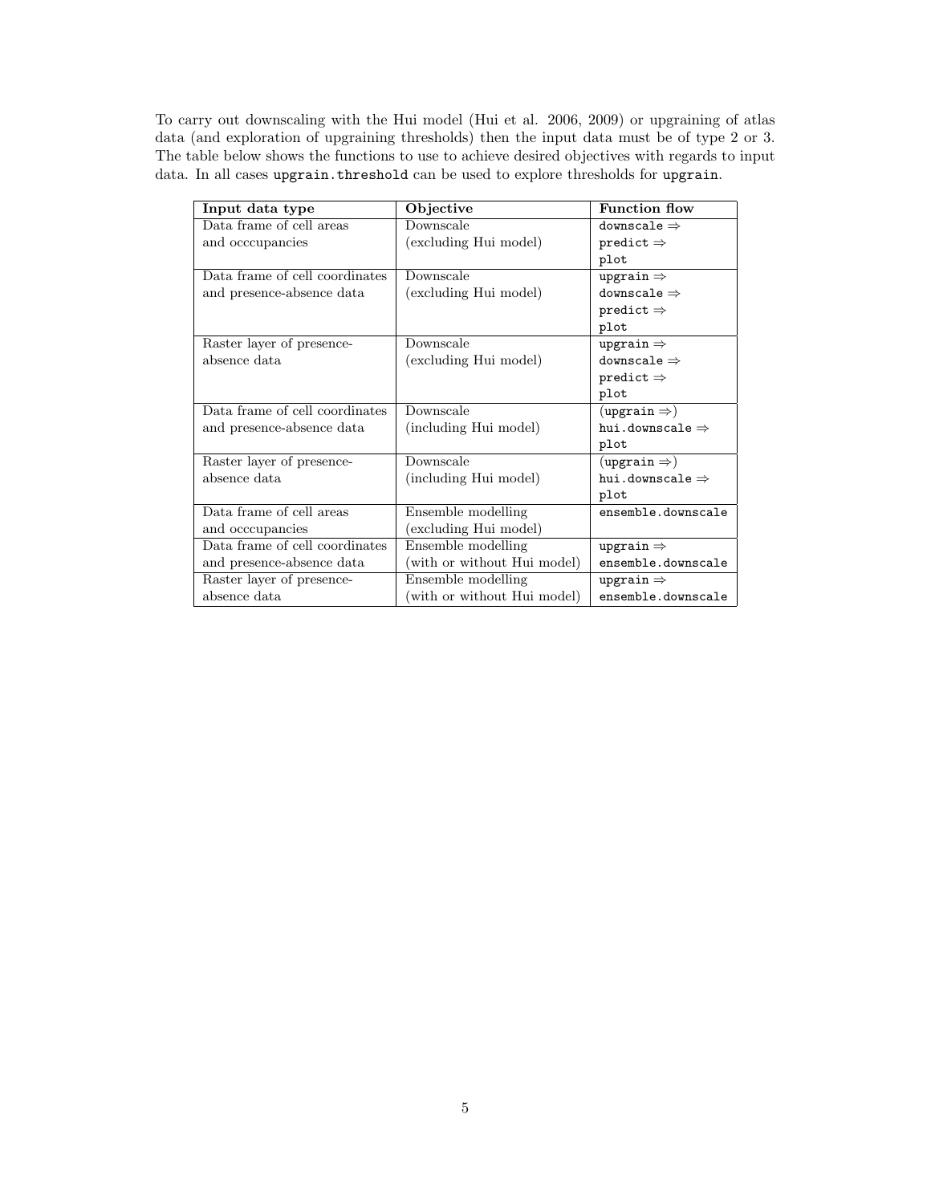To carry out downscaling with the Hui model (Hui et al. 2006, 2009) or upgraining of atlas data (and exploration of upgraining thresholds) then the input data must be of type 2 or 3. The table below shows the functions to use to achieve desired objectives with regards to input data. In all cases `upgrain.threshold` can be used to explore thresholds for `upgrain`.

| **Input data type** | **Objective** | **Function flow** |
|---|---|---|
| Data frame of cell areas and occcupancies | Downscale (excluding Hui model) | `downscale` ⇒ `predict` ⇒ `plot` |
| Data frame of cell coordinates and presence-absence data | Downscale (excluding Hui model) | `upgrain` ⇒ `downscale` ⇒ `predict` ⇒ `plot` |
| Raster layer of presence-absence data | Downscale (excluding Hui model) | `upgrain` ⇒ `downscale` ⇒ `predict` ⇒ `plot` |
| Data frame of cell coordinates and presence-absence data | Downscale (including Hui model) | (`upgrain` ⇒) `hui.downscale` ⇒ `plot` |
| Raster layer of presence-absence data | Downscale (including Hui model) | (`upgrain` ⇒) `hui.downscale` ⇒ `plot` |
| Data frame of cell areas and occcupancies | Ensemble modelling (excluding Hui model) | `ensemble.downscale` |
| Data frame of cell coordinates and presence-absence data | Ensemble modelling (with or without Hui model) | `upgrain` ⇒ `ensemble.downscale` |
| Raster layer of presence-absence data | Ensemble modelling (with or without Hui model) | `upgrain` ⇒ `ensemble.downscale` |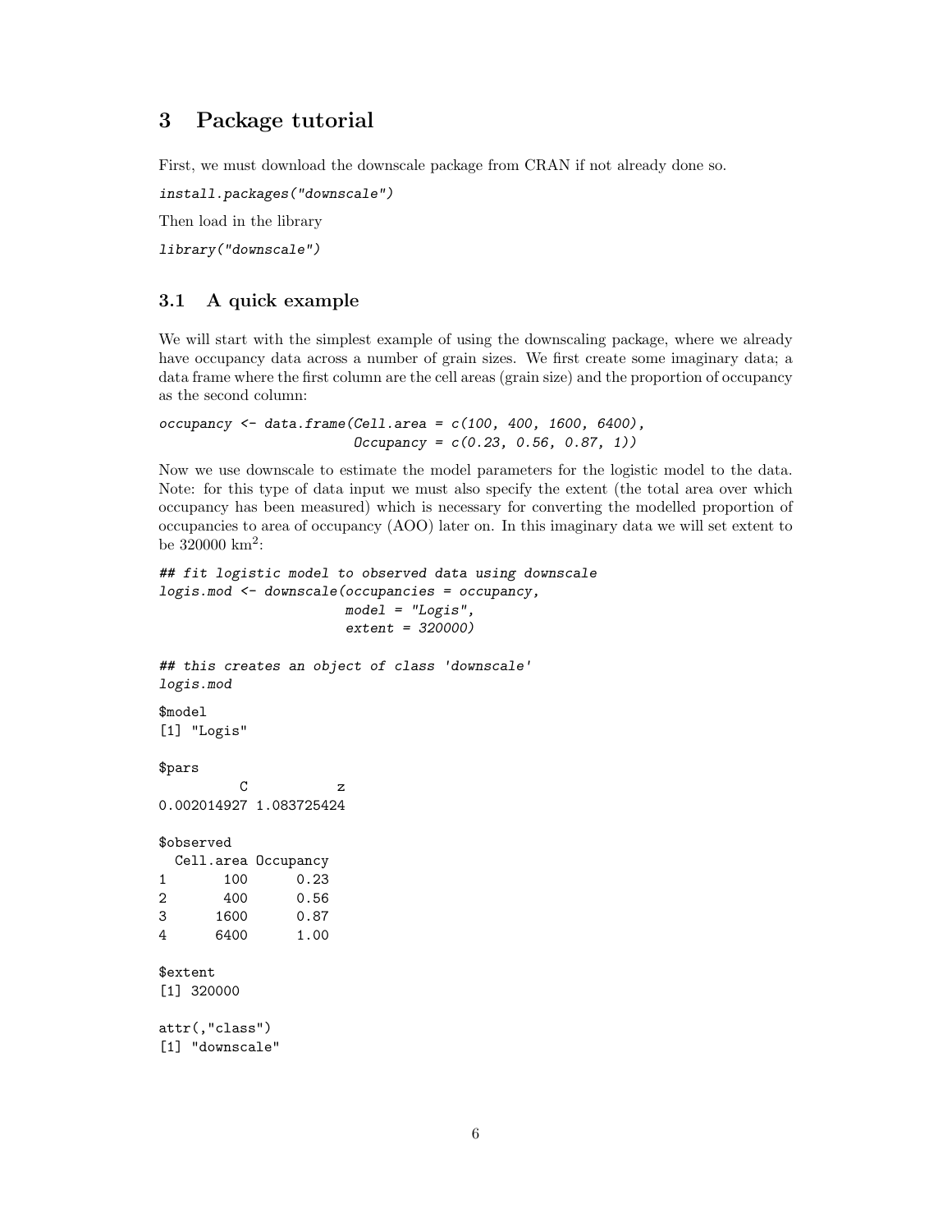## 3 Package tutorial

First, we must download the downscale package from CRAN if not already done so.

```
install.packages("downscale")
```

Then load in the library

```
library("downscale")
```

### 3.1 A quick example

We will start with the simplest example of using the downscaling package, where we already have occupancy data across a number of grain sizes. We first create some imaginary data; a data frame where the first column are the cell areas (grain size) and the proportion of occupancy as the second column:

```
occupancy <- data.frame(Cell.area = c(100, 400, 1600, 6400),
                        Occupancy = c(0.23, 0.56, 0.87, 1))
```

Now we use downscale to estimate the model parameters for the logistic model to the data. Note: for this type of data input we must also specify the extent (the total area over which occupancy has been measured) which is necessary for converting the modelled proportion of occupancies to area of occupancy (AOO) later on. In this imaginary data we will set extent to be 320000 km$^2$:

```
## fit logistic model to observed data using downscale
logis.mod <- downscale(occupancies = occupancy,
                       model = "Logis",
                       extent = 320000)

## this creates an object of class 'downscale'
logis.mod

$model
[1] "Logis"

$pars
          C           z
0.002014927 1.083725424

$observed
  Cell.area Occupancy
1       100      0.23
2       400      0.56
3      1600      0.87
4      6400      1.00

$extent
[1] 320000

attr(,"class")
[1] "downscale"
```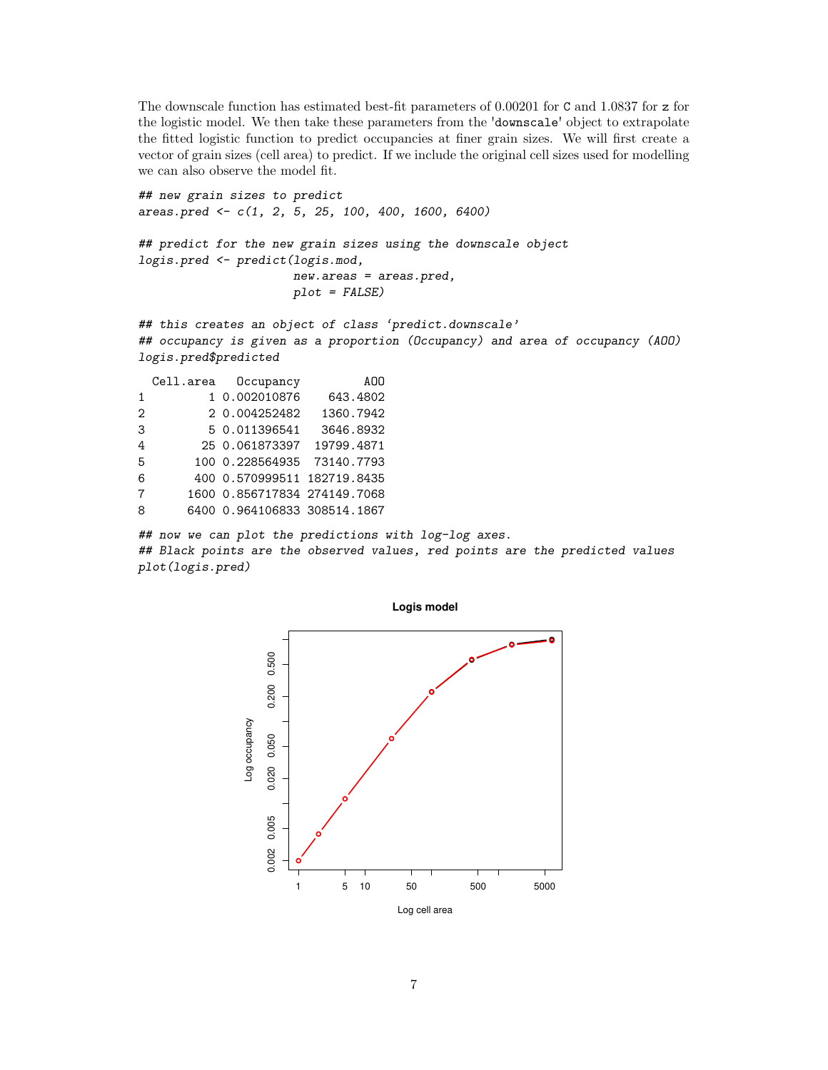The downscale function has estimated best-fit parameters of 0.00201 for `C` and 1.0837 for `z` for the logistic model. We then take these parameters from the 'downscale' object to extrapolate the fitted logistic function to predict occupancies at finer grain sizes. We will first create a vector of grain sizes (cell area) to predict. If we include the original cell sizes used for modelling we can also observe the model fit.

```
## new grain sizes to predict
areas.pred <- c(1, 2, 5, 25, 100, 400, 1600, 6400)

## predict for the new grain sizes using the downscale object
logis.pred <- predict(logis.mod,
                      new.areas = areas.pred,
                      plot = FALSE)

## this creates an object of class 'predict.downscale'
## occupancy is given as a proportion (Occupancy) and area of occupancy (AOO)
logis.pred$predicted

  Cell.area   Occupancy         AOO
1         1 0.002010876    643.4802
2         2 0.004252482   1360.7942
3         5 0.011396541   3646.8932
4        25 0.061873397  19799.4871
5       100 0.228564935  73140.7793
6       400 0.570999511 182719.8435
7      1600 0.856717834 274149.7068
8      6400 0.964106833 308514.1867

## now we can plot the predictions with log-log axes.
## Black points are the observed values, red points are the predicted values
plot(logis.pred)
```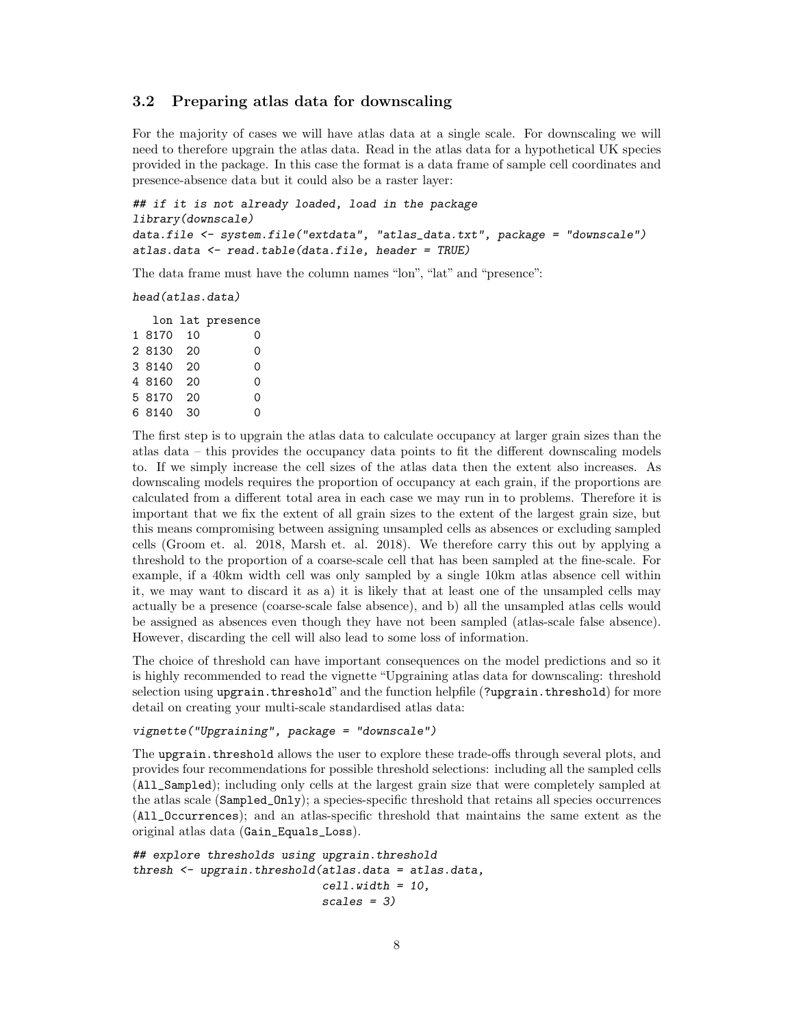### 3.2 Preparing atlas data for downscaling

For the majority of cases we will have atlas data at a single scale. For downscaling we will need to therefore upgrain the atlas data. Read in the atlas data for a hypothetical UK species provided in the package. In this case the format is a data frame of sample cell coordinates and presence-absence data but it could also be a raster layer:

```
## if it is not already loaded, load in the package
library(downscale)
data.file <- system.file("extdata", "atlas_data.txt", package = "downscale")
atlas.data <- read.table(data.file, header = TRUE)
```

The data frame must have the column names "lon", "lat" and "presence":

```
head(atlas.data)
```

```
   lon lat presence
1 8170  10        0
2 8130  20        0
3 8140  20        0
4 8160  20        0
5 8170  20        0
6 8140  30        0
```

The first step is to upgrain the atlas data to calculate occupancy at larger grain sizes than the atlas data – this provides the occupancy data points to fit the different downscaling models to. If we simply increase the cell sizes of the atlas data then the extent also increases. As downscaling models requires the proportion of occupancy at each grain, if the proportions are calculated from a different total area in each case we may run in to problems. Therefore it is important that we fix the extent of all grain sizes to the extent of the largest grain size, but this means compromising between assigning unsampled cells as absences or excluding sampled cells (Groom et. al. 2018, Marsh et. al. 2018). We therefore carry this out by applying a threshold to the proportion of a coarse-scale cell that has been sampled at the fine-scale. For example, if a 40km width cell was only sampled by a single 10km atlas absence cell within it, we may want to discard it as a) it is likely that at least one of the unsampled cells may actually be a presence (coarse-scale false absence), and b) all the unsampled atlas cells would be assigned as absences even though they have not been sampled (atlas-scale false absence). However, discarding the cell will also lead to some loss of information.

The choice of threshold can have important consequences on the model predictions and so it is highly recommended to read the vignette "Upgraining atlas data for downscaling: threshold selection using `upgrain.threshold`" and the function helpfile (`?upgrain.threshold`) for more detail on creating your multi-scale standardised atlas data:

```
vignette("Upgraining", package = "downscale")
```

The `upgrain.threshold` allows the user to explore these trade-offs through several plots, and provides four recommendations for possible threshold selections: including all the sampled cells (`All_Sampled`); including only cells at the largest grain size that were completely sampled at the atlas scale (`Sampled_Only`); a species-specific threshold that retains all species occurrences (`All_Occurrences`); and an atlas-specific threshold that maintains the same extent as the original atlas data (`Gain_Equals_Loss`).

```
## explore thresholds using upgrain.threshold
thresh <- upgrain.threshold(atlas.data = atlas.data,
                            cell.width = 10,
                            scales = 3)
```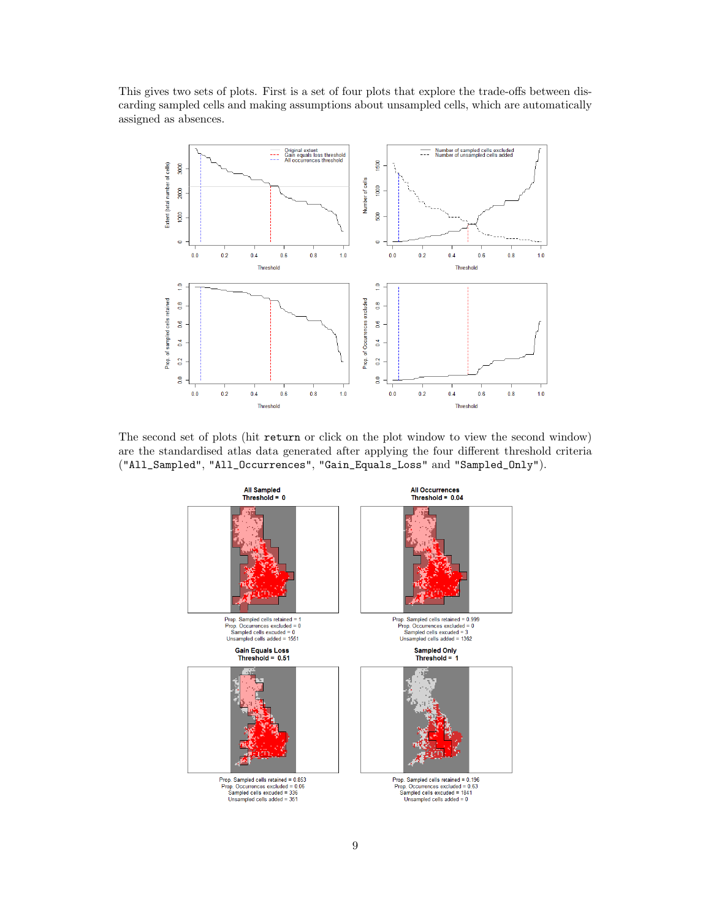This gives two sets of plots. First is a set of four plots that explore the trade-offs between discarding sampled cells and making assumptions about unsampled cells, which are automatically assigned as absences.

The second set of plots (hit `return` or click on the plot window to view the second window) are the standardised atlas data generated after applying the four different threshold criteria (`"All_Sampled"`, `"All_Occurrences"`, `"Gain_Equals_Loss"` and `"Sampled_Only"`).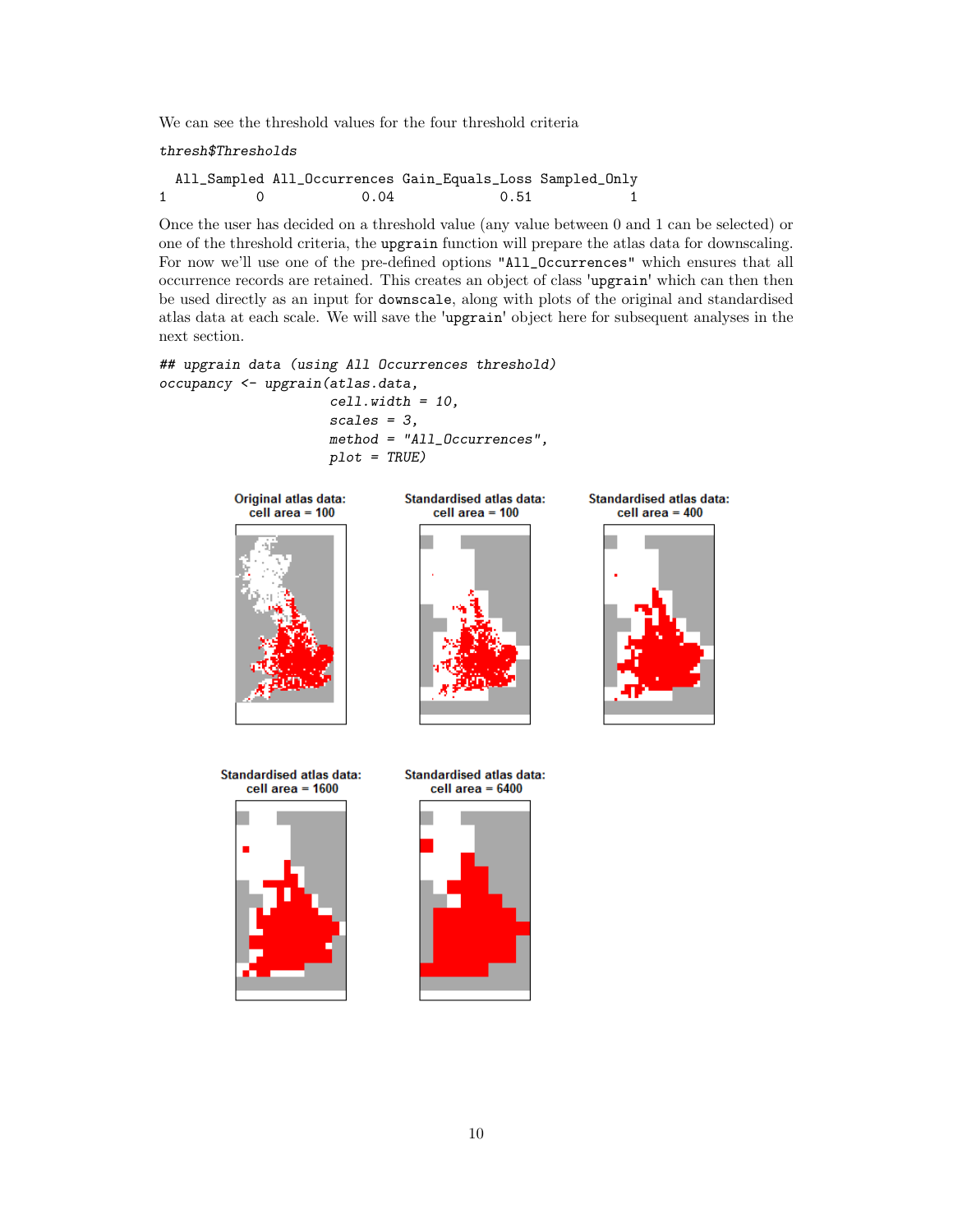We can see the threshold values for the four threshold criteria

```
thresh$Thresholds
```

```
  All_Sampled All_Occurrences Gain_Equals_Loss Sampled_Only
1           0            0.04             0.51            1
```

Once the user has decided on a threshold value (any value between 0 and 1 can be selected) or one of the threshold criteria, the `upgrain` function will prepare the atlas data for downscaling. For now we'll use one of the pre-defined options `"All_Occurrences"` which ensures that all occurrence records are retained. This creates an object of class `'upgrain'` which can then then be used directly as an input for `downscale`, along with plots of the original and standardised atlas data at each scale. We will save the `'upgrain'` object here for subsequent analyses in the next section.

```
## upgrain data (using All Occurrences threshold)
occupancy <- upgrain(atlas.data,
                     cell.width = 10,
                     scales = 3,
                     method = "All_Occurrences",
                     plot = TRUE)
```

Original atlas data: cell area = 100

Standardised atlas data: cell area = 100

Standardised atlas data: cell area = 400

Standardised atlas data: cell area = 1600

Standardised atlas data: cell area = 6400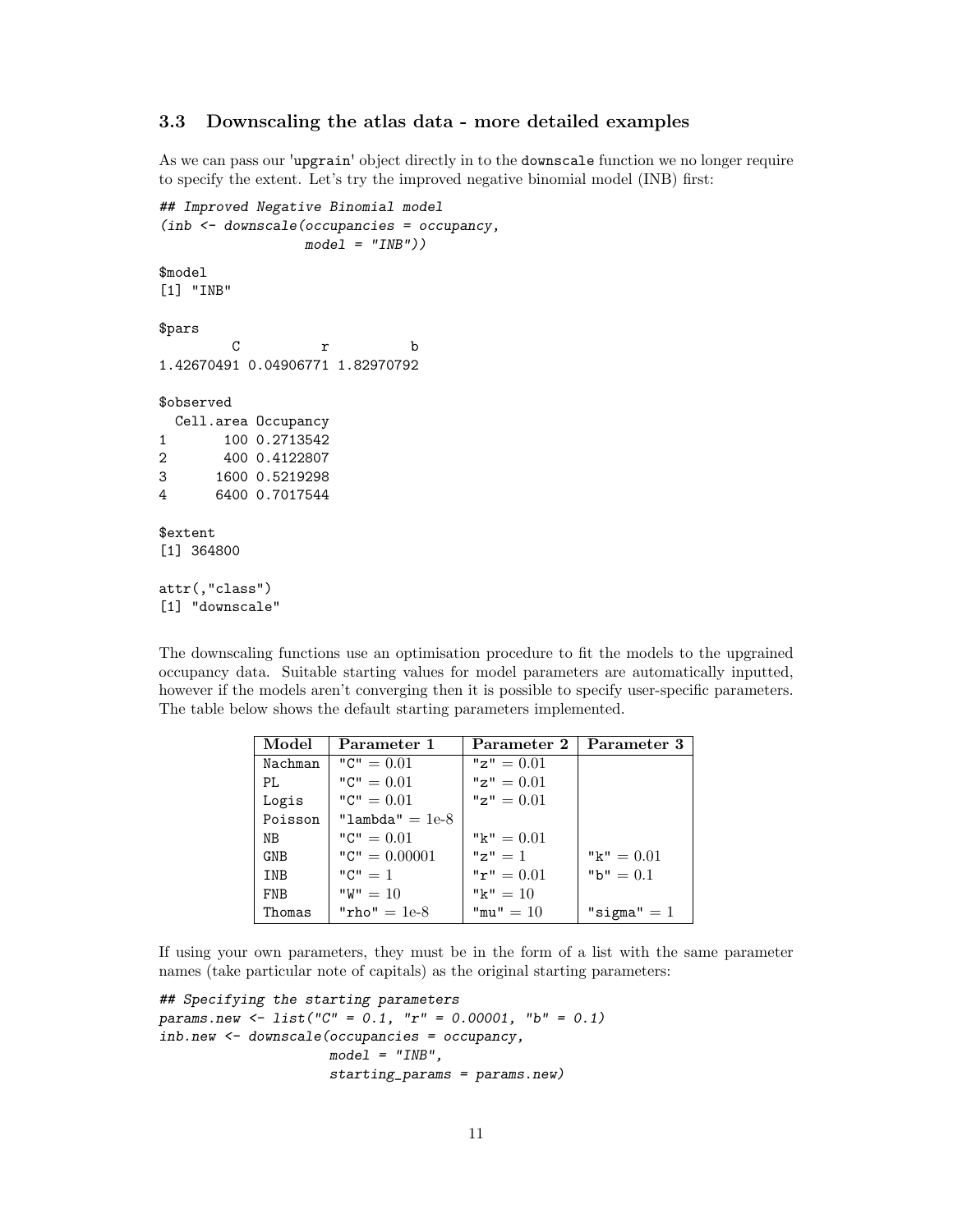### 3.3 Downscaling the atlas data - more detailed examples

As we can pass our 'upgrain' object directly in to the `downscale` function we no longer require to specify the extent. Let's try the improved negative binomial model (INB) first:

```
## Improved Negative Binomial model
(inb <- downscale(occupancies = occupancy,
                  model = "INB"))

$model
[1] "INB"

$pars
         C          r          b 
1.42670491 0.04906771 1.82970792 

$observed
  Cell.area Occupancy
1       100 0.2713542
2       400 0.4122807
3      1600 0.5219298
4      6400 0.7017544

$extent
[1] 364800

attr(,"class")
[1] "downscale"
```

The downscaling functions use an optimisation procedure to fit the models to the upgrained occupancy data. Suitable starting values for model parameters are automatically inputted, however if the models aren't converging then it is possible to specify user-specific parameters. The table below shows the default starting parameters implemented.

| Model | Parameter 1 | Parameter 2 | Parameter 3 |
|---|---|---|---|
| Nachman | "C" = 0.01 | "z" = 0.01 | |
| PL | "C" = 0.01 | "z" = 0.01 | |
| Logis | "C" = 0.01 | "z" = 0.01 | |
| Poisson | "lambda" = 1e-8 | | |
| NB | "C" = 0.01 | "k" = 0.01 | |
| GNB | "C" = 0.00001 | "z" = 1 | "k" = 0.01 |
| INB | "C" = 1 | "r" = 0.01 | "b" = 0.1 |
| FNB | "W" = 10 | "k" = 10 | |
| Thomas | "rho" = 1e-8 | "mu" = 10 | "sigma" = 1 |

If using your own parameters, they must be in the form of a list with the same parameter names (take particular note of capitals) as the original starting parameters:

```
## Specifying the starting parameters
params.new <- list("C" = 0.1, "r" = 0.00001, "b" = 0.1)
inb.new <- downscale(occupancies = occupancy,
                     model = "INB",
                     starting_params = params.new)
```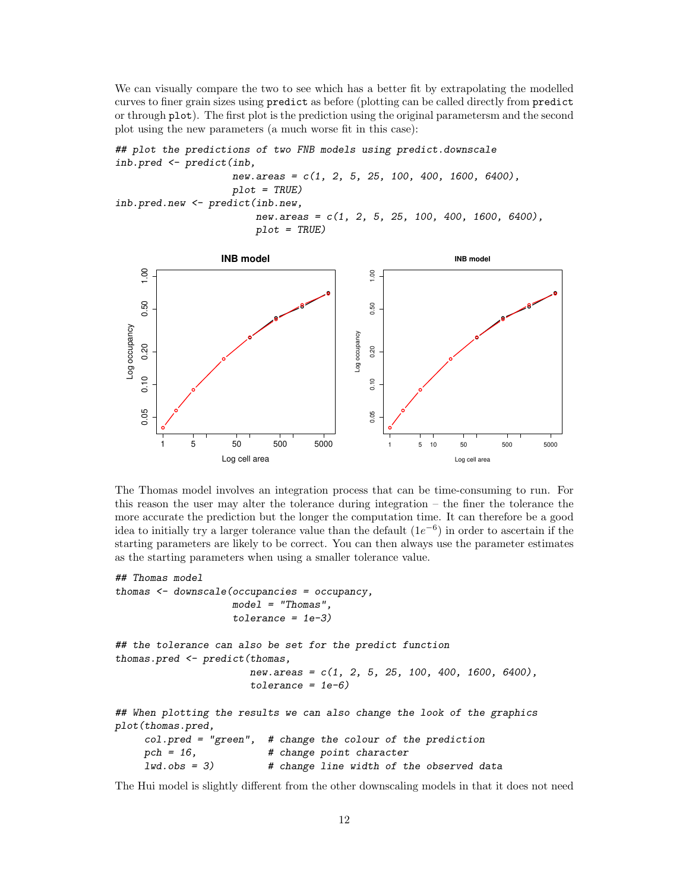We can visually compare the two to see which has a better fit by extrapolating the modelled curves to finer grain sizes using `predict` as before (plotting can be called directly from `predict` or through `plot`). The first plot is the prediction using the original parametersm and the second plot using the new parameters (a much worse fit in this case):

```
## plot the predictions of two FNB models using predict.downscale
inb.pred <- predict(inb,
                    new.areas = c(1, 2, 5, 25, 100, 400, 1600, 6400),
                    plot = TRUE)
inb.pred.new <- predict(inb.new,
                        new.areas = c(1, 2, 5, 25, 100, 400, 1600, 6400),
                        plot = TRUE)
```

The Thomas model involves an integration process that can be time-consuming to run. For this reason the user may alter the tolerance during integration – the finer the tolerance the more accurate the prediction but the longer the computation time. It can therefore be a good idea to initially try a larger tolerance value than the default ($1e^{-6}$) in order to ascertain if the starting parameters are likely to be correct. You can then always use the parameter estimates as the starting parameters when using a smaller tolerance value.

```
## Thomas model
thomas <- downscale(occupancies = occupancy,
                    model = "Thomas",
                    tolerance = 1e-3)

## the tolerance can also be set for the predict function
thomas.pred <- predict(thomas,
                       new.areas = c(1, 2, 5, 25, 100, 400, 1600, 6400),
                       tolerance = 1e-6)

## When plotting the results we can also change the look of the graphics
plot(thomas.pred,
     col.pred = "green",  # change the colour of the prediction
     pch = 16,            # change point character
     lwd.obs = 3)         # change line width of the observed data
```

The Hui model is slightly different from the other downscaling models in that it does not need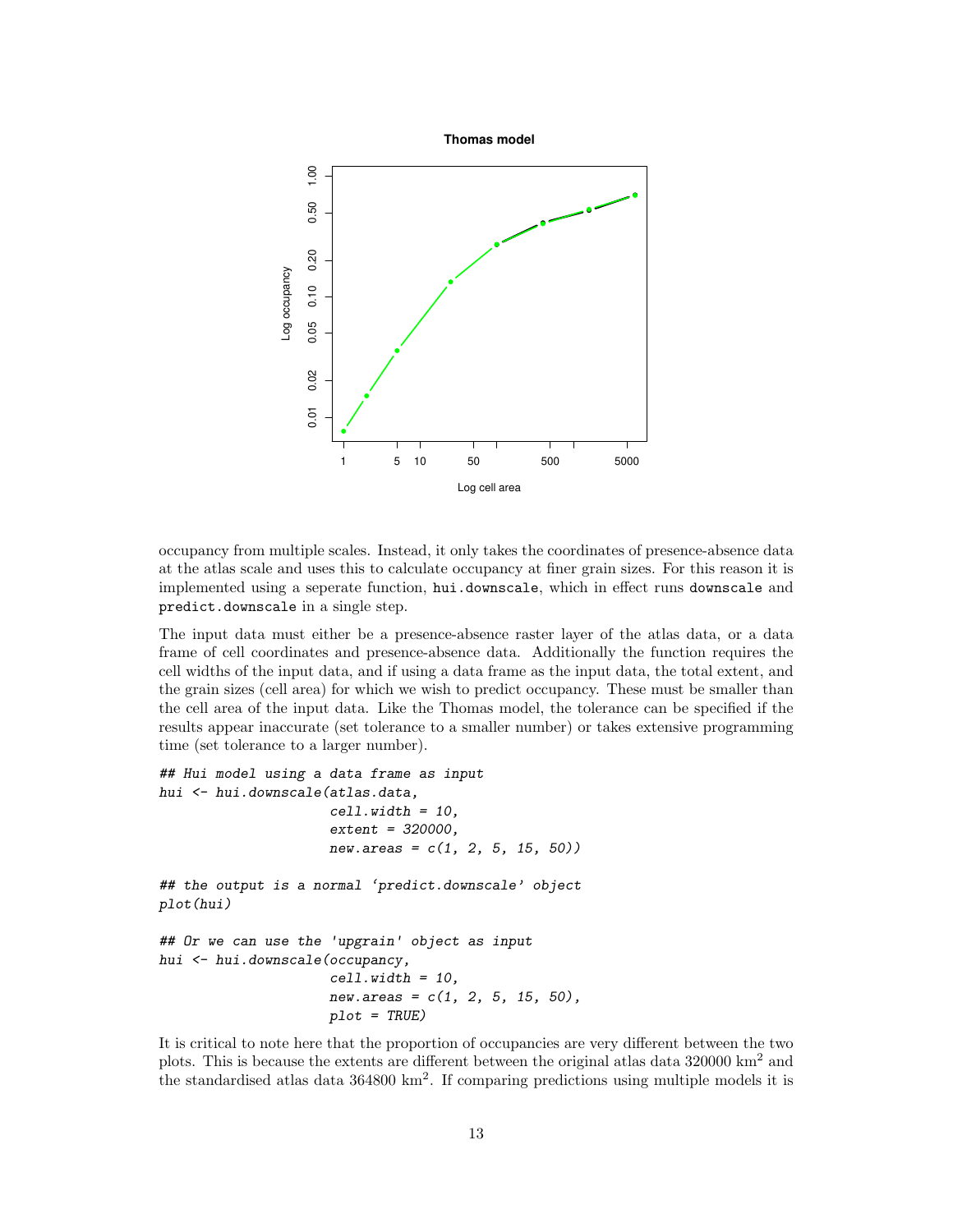occupancy from multiple scales. Instead, it only takes the coordinates of presence-absence data at the atlas scale and uses this to calculate occupancy at finer grain sizes. For this reason it is implemented using a seperate function, `hui.downscale`, which in effect runs `downscale` and `predict.downscale` in a single step.

The input data must either be a presence-absence raster layer of the atlas data, or a data frame of cell coordinates and presence-absence data. Additionally the function requires the cell widths of the input data, and if using a data frame as the input data, the total extent, and the grain sizes (cell area) for which we wish to predict occupancy. These must be smaller than the cell area of the input data. Like the Thomas model, the tolerance can be specified if the results appear inaccurate (set tolerance to a smaller number) or takes extensive programming time (set tolerance to a larger number).

```
## Hui model using a data frame as input
hui <- hui.downscale(atlas.data,
                     cell.width = 10,
                     extent = 320000,
                     new.areas = c(1, 2, 5, 15, 50))

## the output is a normal 'predict.downscale' object
plot(hui)

## Or we can use the 'upgrain' object as input
hui <- hui.downscale(occupancy,
                     cell.width = 10,
                     new.areas = c(1, 2, 5, 15, 50),
                     plot = TRUE)
```

It is critical to note here that the proportion of occupancies are very different between the two plots. This is because the extents are different between the original atlas data 320000 km$^2$ and the standardised atlas data 364800 km$^2$. If comparing predictions using multiple models it is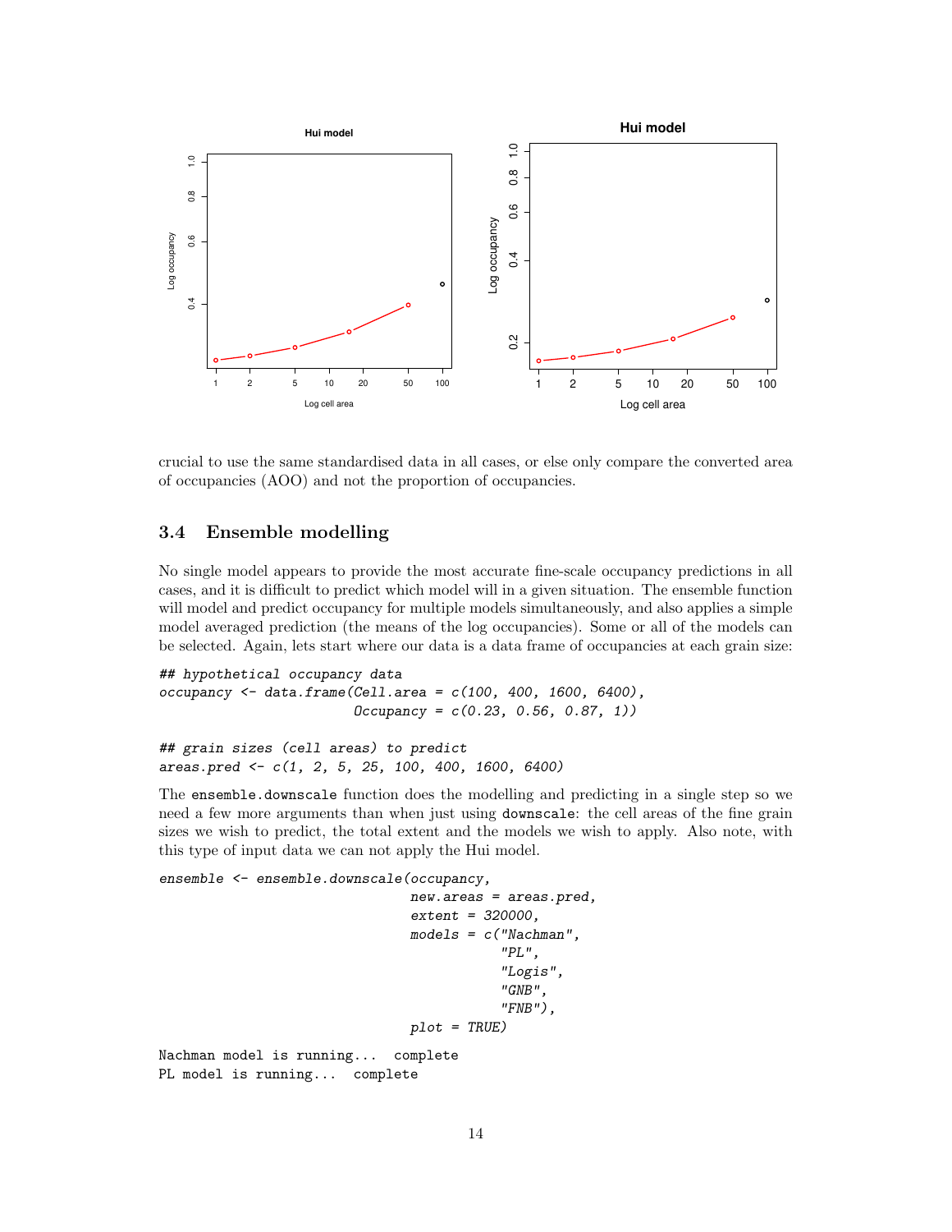crucial to use the same standardised data in all cases, or else only compare the converted area of occupancies (AOO) and not the proportion of occupancies.

### 3.4 Ensemble modelling

No single model appears to provide the most accurate fine-scale occupancy predictions in all cases, and it is difficult to predict which model will in a given situation. The ensemble function will model and predict occupancy for multiple models simultaneously, and also applies a simple model averaged prediction (the means of the log occupancies). Some or all of the models can be selected. Again, lets start where our data is a data frame of occupancies at each grain size:

```
## hypothetical occupancy data
occupancy <- data.frame(Cell.area = c(100, 400, 1600, 6400),
                        Occupancy = c(0.23, 0.56, 0.87, 1))

## grain sizes (cell areas) to predict
areas.pred <- c(1, 2, 5, 25, 100, 400, 1600, 6400)
```

The `ensemble.downscale` function does the modelling and predicting in a single step so we need a few more arguments than when just using `downscale`: the cell areas of the fine grain sizes we wish to predict, the total extent and the models we wish to apply. Also note, with this type of input data we can not apply the Hui model.

```
ensemble <- ensemble.downscale(occupancy,
                               new.areas = areas.pred,
                               extent = 320000,
                               models = c("Nachman",
                                          "PL",
                                          "Logis",
                                          "GNB",
                                          "FNB"),
                               plot = TRUE)
```

```
Nachman model is running...  complete
PL model is running...  complete
```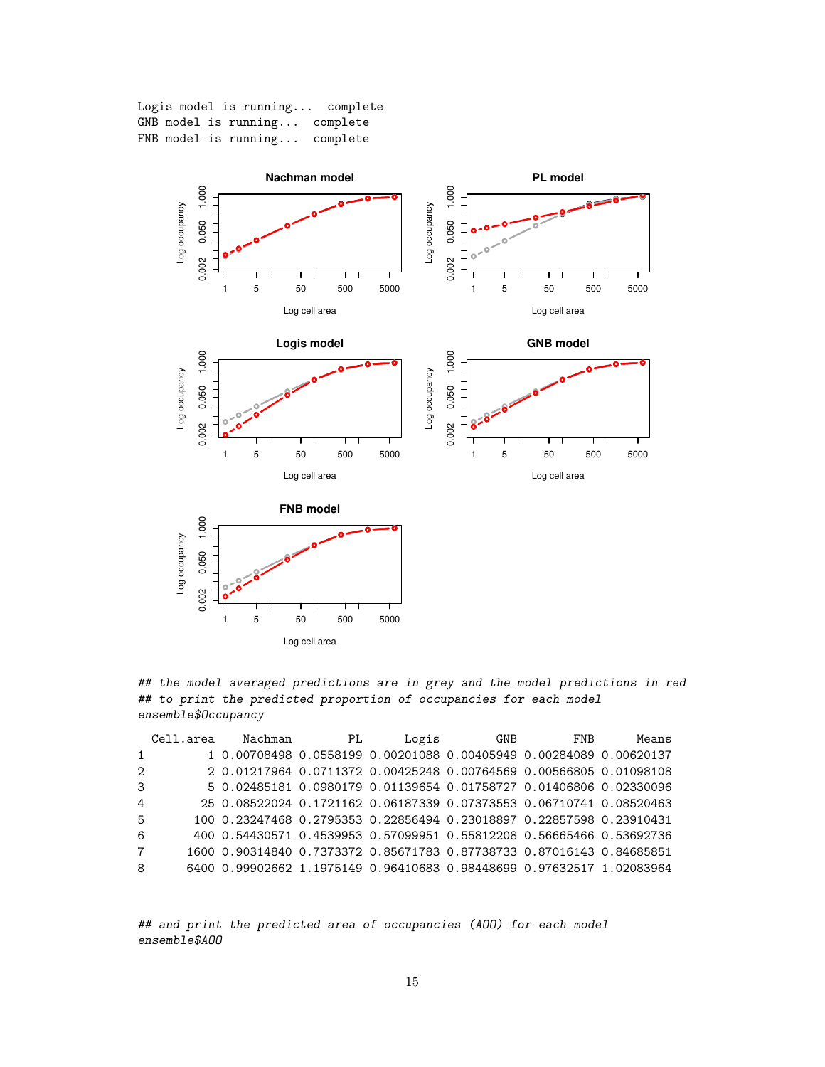```
Logis model is running...  complete
GNB model is running...  complete
FNB model is running...  complete
```

```
## the model averaged predictions are in grey and the model predictions in red
## to print the predicted proportion of occupancies for each model
ensemble$Occupancy
```

```
  Cell.area    Nachman        PL      Logis        GNB        FNB      Means
1         1 0.00708498 0.0558199 0.00201088 0.00405949 0.00284089 0.00620137
2         2 0.01217964 0.0711372 0.00425248 0.00764569 0.00566805 0.01098108
3         5 0.02485181 0.0980179 0.01139654 0.01758727 0.01406806 0.02330096
4        25 0.08522024 0.1721162 0.06187339 0.07373553 0.06710741 0.08520463
5       100 0.23247468 0.2795353 0.22856494 0.23018897 0.22857598 0.23910431
6       400 0.54430571 0.4539953 0.57099951 0.55812208 0.56665466 0.53692736
7      1600 0.90314840 0.7373372 0.85671783 0.87738733 0.87016143 0.84685851
8      6400 0.99902662 1.1975149 0.96410683 0.98448699 0.97632517 1.02083964
```

```
## and print the predicted area of occupancies (AOO) for each model
ensemble$AOO
```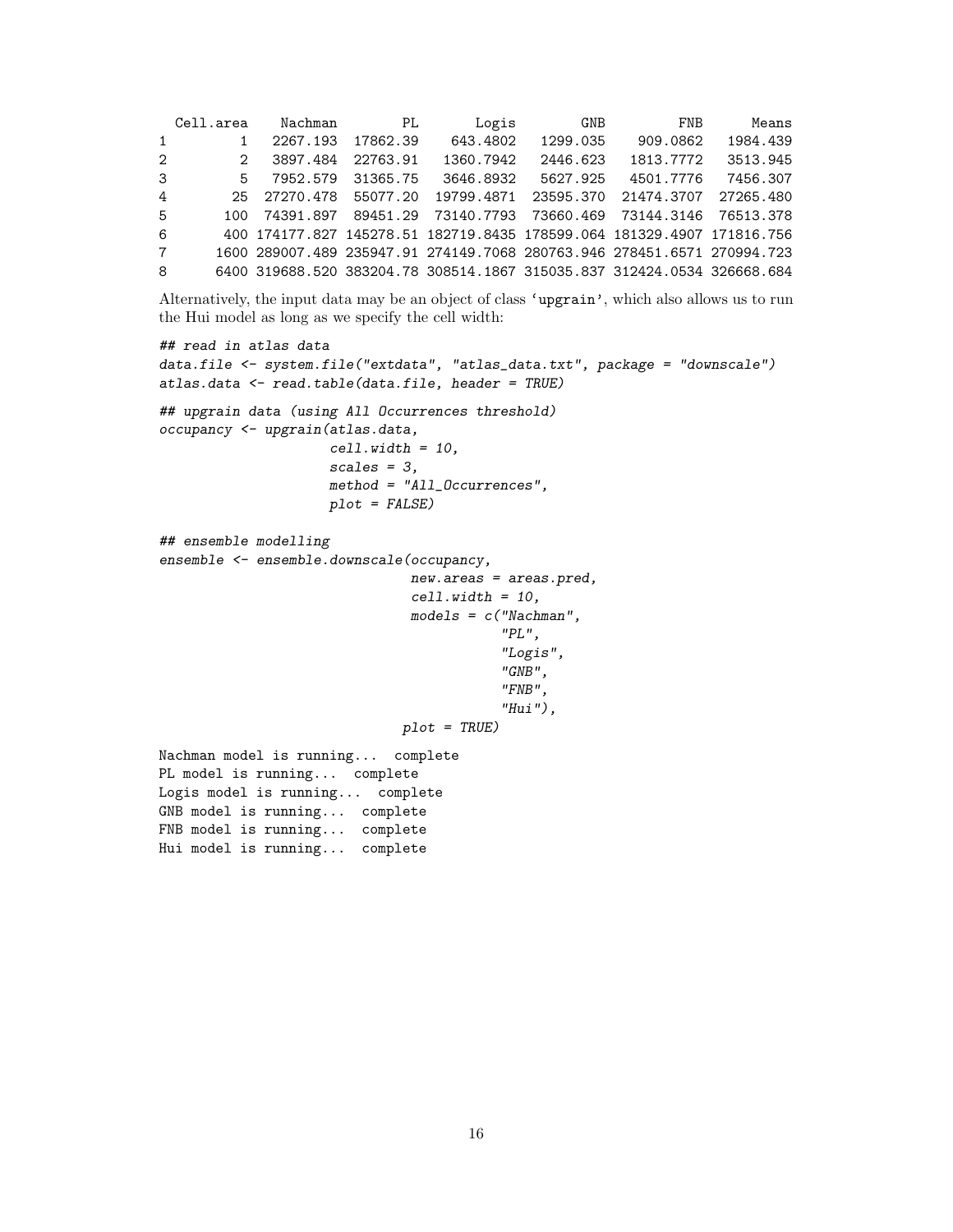```
  Cell.area    Nachman        PL       Logis        GNB        FNB      Means
1         1   2267.193  17862.39    643.4802   1299.035   909.0862   1984.439
2         2   3897.484  22763.91   1360.7942   2446.623  1813.7772   3513.945
3         5   7952.579  31365.75   3646.8932   5627.925  4501.7776   7456.307
4        25  27270.478  55077.20  19799.4871  23595.370 21474.3707  27265.480
5       100  74391.897  89451.29  73140.7793  73660.469 73144.3146  76513.378
6       400 174177.827 145278.51 182719.8435 178599.064 181329.4907 171816.756
7      1600 289007.489 235947.91 274149.7068 280763.946 278451.6571 270994.723
8      6400 319688.520 383204.78 308514.1867 315035.837 312424.0534 326668.684
```

Alternatively, the input data may be an object of class 'upgrain', which also allows us to run the Hui model as long as we specify the cell width:

```
## read in atlas data
data.file <- system.file("extdata", "atlas_data.txt", package = "downscale")
atlas.data <- read.table(data.file, header = TRUE)

## upgrain data (using All Occurrences threshold)
occupancy <- upgrain(atlas.data,
                     cell.width = 10,
                     scales = 3,
                     method = "All_Occurrences",
                     plot = FALSE)

## ensemble modelling
ensemble <- ensemble.downscale(occupancy,
                               new.areas = areas.pred,
                               cell.width = 10,
                               models = c("Nachman",
                                          "PL",
                                          "Logis",
                                          "GNB",
                                          "FNB",
                                          "Hui"),
                              plot = TRUE)
```

```
Nachman model is running...  complete
PL model is running...  complete
Logis model is running...  complete
GNB model is running...  complete
FNB model is running...  complete
Hui model is running...  complete
```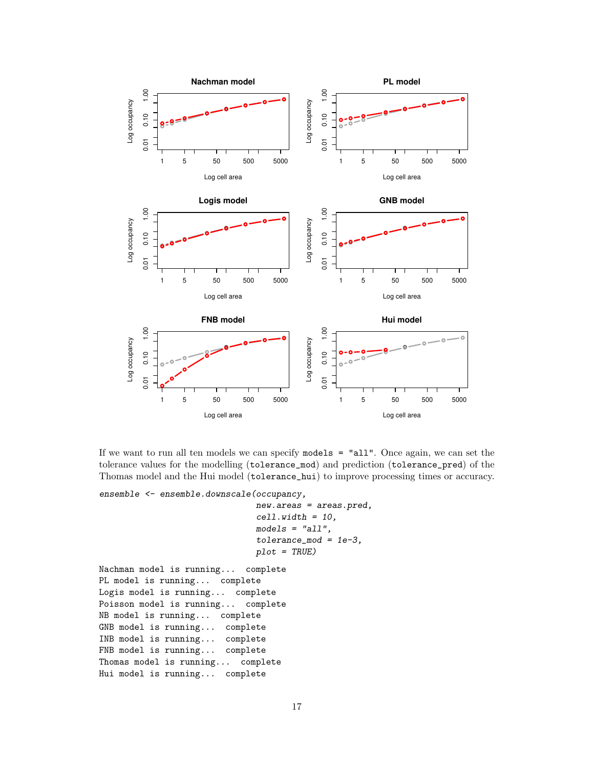If we want to run all ten models we can specify `models = "all"`. Once again, we can set the tolerance values for the modelling (`tolerance_mod`) and prediction (`tolerance_pred`) of the Thomas model and the Hui model (`tolerance_hui`) to improve processing times or accuracy.

```
ensemble <- ensemble.downscale(occupancy,
                               new.areas = areas.pred,
                               cell.width = 10,
                               models = "all",
                               tolerance_mod = 1e-3,
                               plot = TRUE)
```

```
Nachman model is running...  complete
PL model is running...  complete
Logis model is running...  complete
Poisson model is running...  complete
NB model is running...  complete
GNB model is running...  complete
INB model is running...  complete
FNB model is running...  complete
Thomas model is running...  complete
Hui model is running...  complete
```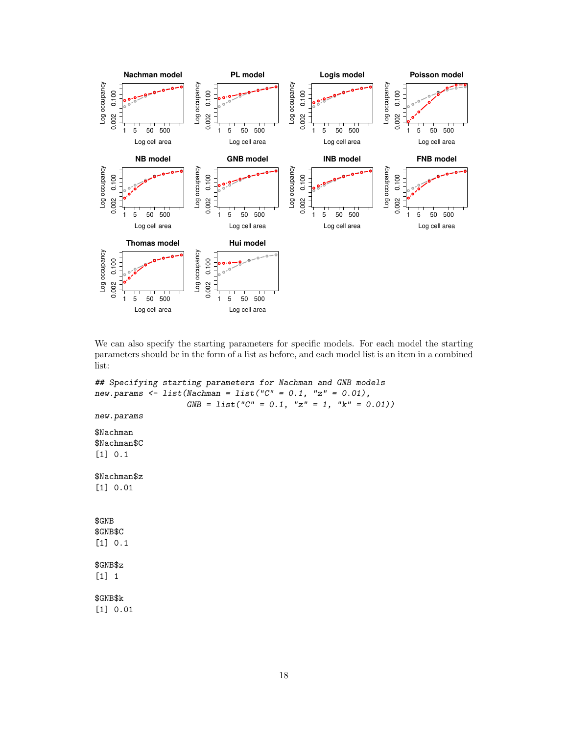We can also specify the starting parameters for specific models. For each model the starting parameters should be in the form of a list as before, and each model list is an item in a combined list:

```
## Specifying starting parameters for Nachman and GNB models
new.params <- list(Nachman = list("C" = 0.1, "z" = 0.01),
                   GNB = list("C" = 0.1, "z" = 1, "k" = 0.01))
new.params

$Nachman
$Nachman$C
[1] 0.1

$Nachman$z
[1] 0.01


$GNB
$GNB$C
[1] 0.1

$GNB$z
[1] 1

$GNB$k
[1] 0.01
```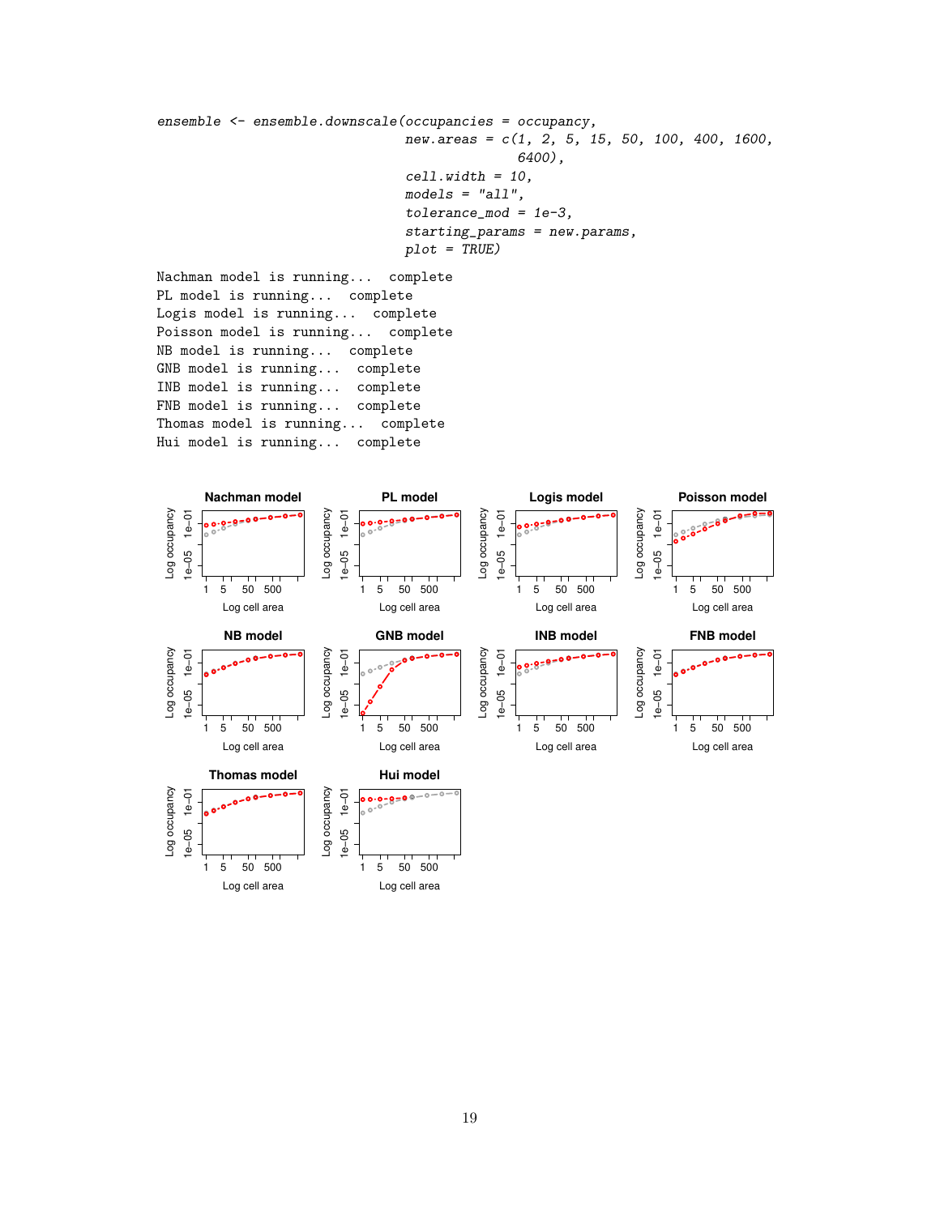```
ensemble <- ensemble.downscale(occupancies = occupancy,
                                new.areas = c(1, 2, 5, 15, 50, 100, 400, 1600,
                                              6400),
                                cell.width = 10,
                                models = "all",
                                tolerance_mod = 1e-3,
                                starting_params = new.params,
                                plot = TRUE)
```

```
Nachman model is running...  complete
PL model is running...  complete
Logis model is running...  complete
Poisson model is running...  complete
NB model is running...  complete
GNB model is running...  complete
INB model is running...  complete
FNB model is running...  complete
Thomas model is running...  complete
Hui model is running...  complete
```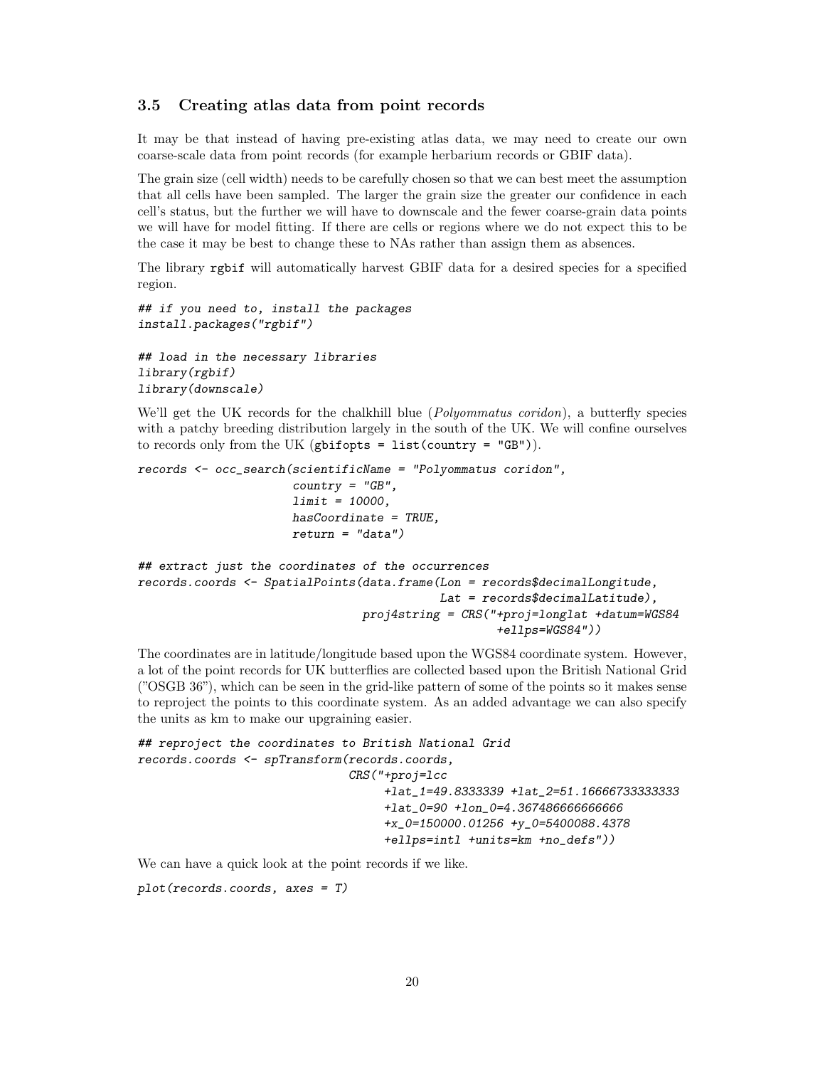### 3.5 Creating atlas data from point records

It may be that instead of having pre-existing atlas data, we may need to create our own coarse-scale data from point records (for example herbarium records or GBIF data).

The grain size (cell width) needs to be carefully chosen so that we can best meet the assumption that all cells have been sampled. The larger the grain size the greater our confidence in each cell's status, but the further we will have to downscale and the fewer coarse-grain data points we will have for model fitting. If there are cells or regions where we do not expect this to be the case it may be best to change these to NAs rather than assign them as absences.

The library `rgbif` will automatically harvest GBIF data for a desired species for a specified region.

```
## if you need to, install the packages
install.packages("rgbif")

## load in the necessary libraries
library(rgbif)
library(downscale)
```

We'll get the UK records for the chalkhill blue (*Polyommatus coridon*), a butterfly species with a patchy breeding distribution largely in the south of the UK. We will confine ourselves to records only from the UK (`gbifopts = list(country = "GB")`).

```
records <- occ_search(scientificName = "Polyommatus coridon",
                      country = "GB",
                      limit = 10000,
                      hasCoordinate = TRUE,
                      return = "data")

## extract just the coordinates of the occurrences
records.coords <- SpatialPoints(data.frame(Lon = records$decimalLongitude,
                                           Lat = records$decimalLatitude),
                                proj4string = CRS("+proj=longlat +datum=WGS84
                                                  +ellps=WGS84"))
```

The coordinates are in latitude/longitude based upon the WGS84 coordinate system. However, a lot of the point records for UK butterflies are collected based upon the British National Grid ("OSGB 36"), which can be seen in the grid-like pattern of some of the points so it makes sense to reproject the points to this coordinate system. As an added advantage we can also specify the units as km to make our upgraining easier.

```
## reproject the coordinates to British National Grid
records.coords <- spTransform(records.coords,
                              CRS("+proj=lcc
                                   +lat_1=49.8333339 +lat_2=51.16666733333333
                                   +lat_0=90 +lon_0=4.367486666666666
                                   +x_0=150000.01256 +y_0=5400088.4378
                                   +ellps=intl +units=km +no_defs"))
```

We can have a quick look at the point records if we like.

```
plot(records.coords, axes = T)
```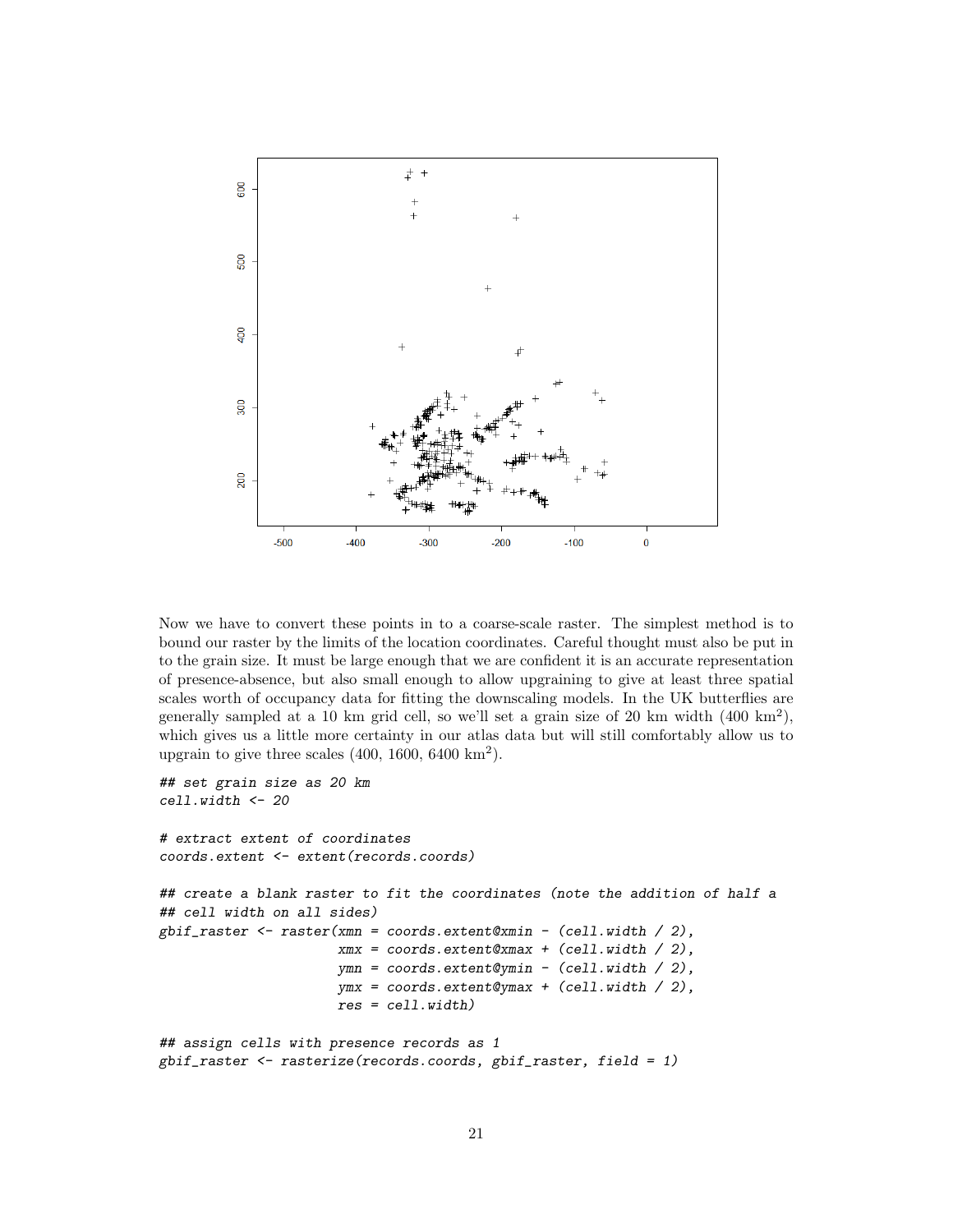Now we have to convert these points in to a coarse-scale raster. The simplest method is to bound our raster by the limits of the location coordinates. Careful thought must also be put in to the grain size. It must be large enough that we are confident it is an accurate representation of presence-absence, but also small enough to allow upgraining to give at least three spatial scales worth of occupancy data for fitting the downscaling models. In the UK butterflies are generally sampled at a 10 km grid cell, so we'll set a grain size of 20 km width (400 km$^2$), which gives us a little more certainty in our atlas data but will still comfortably allow us to upgrain to give three scales (400, 1600, 6400 km$^2$).

```
## set grain size as 20 km
cell.width <- 20

# extract extent of coordinates
coords.extent <- extent(records.coords)

## create a blank raster to fit the coordinates (note the addition of half a
## cell width on all sides)
gbif_raster <- raster(xmn = coords.extent@xmin - (cell.width / 2),
                      xmx = coords.extent@xmax + (cell.width / 2),
                      ymn = coords.extent@ymin - (cell.width / 2),
                      ymx = coords.extent@ymax + (cell.width / 2),
                      res = cell.width)

## assign cells with presence records as 1
gbif_raster <- rasterize(records.coords, gbif_raster, field = 1)
```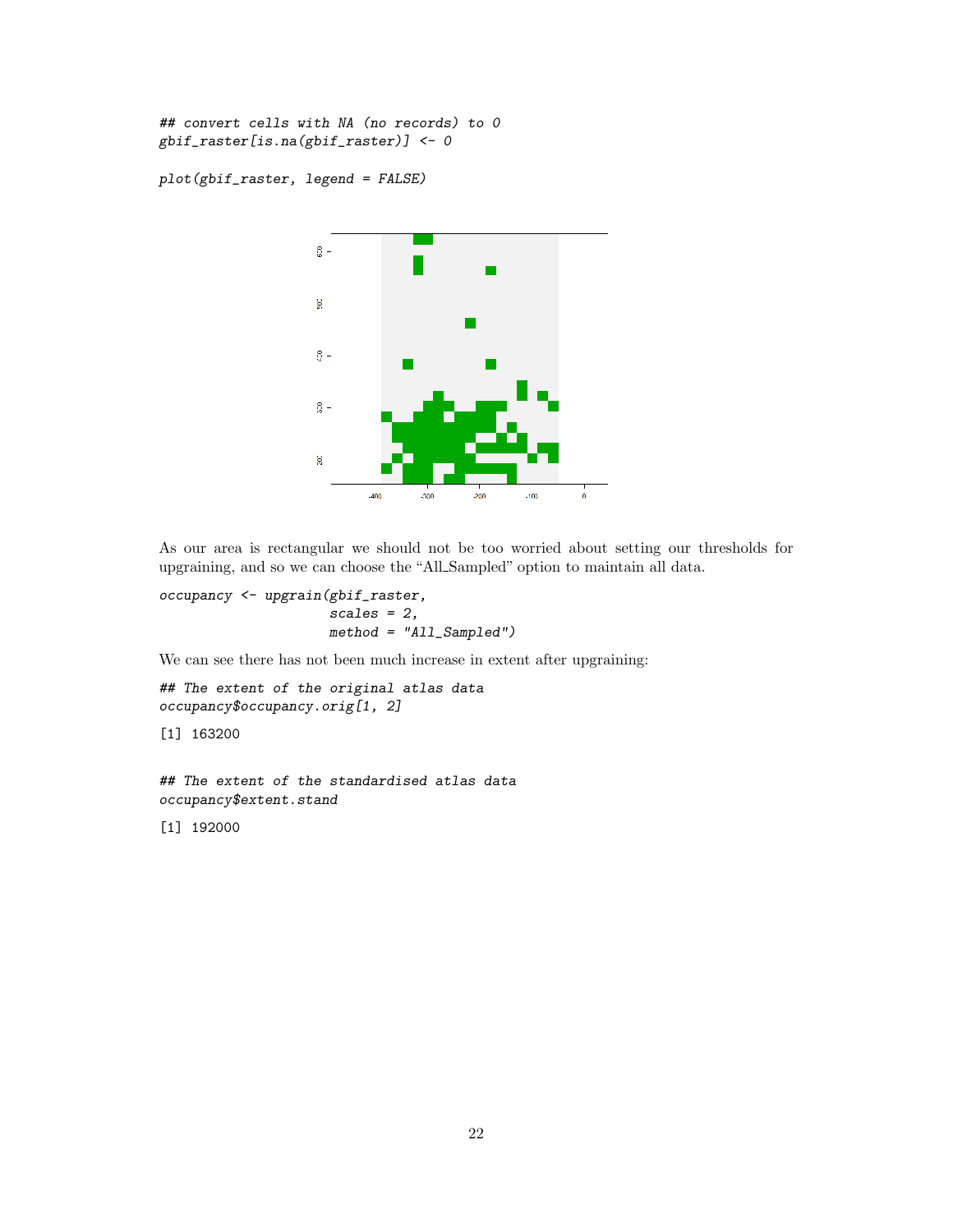```
## convert cells with NA (no records) to 0
gbif_raster[is.na(gbif_raster)] <- 0

plot(gbif_raster, legend = FALSE)
```

As our area is rectangular we should not be too worried about setting our thresholds for upgraining, and so we can choose the "All_Sampled" option to maintain all data.

```
occupancy <- upgrain(gbif_raster,
                     scales = 2,
                     method = "All_Sampled")
```

We can see there has not been much increase in extent after upgraining:

```
## The extent of the original atlas data
occupancy$occupancy.orig[1, 2]

[1] 163200

## The extent of the standardised atlas data
occupancy$extent.stand

[1] 192000
```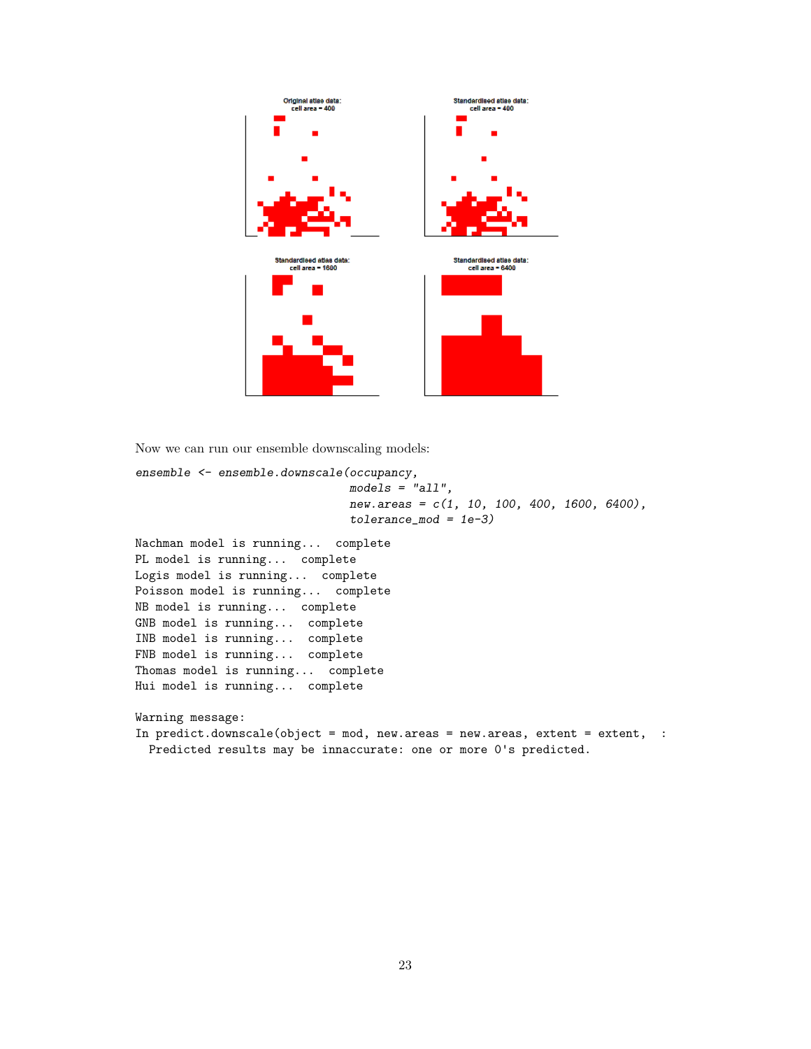Now we can run our ensemble downscaling models:

```
ensemble <- ensemble.downscale(occupancy,
                               models = "all",
                               new.areas = c(1, 10, 100, 400, 1600, 6400),
                               tolerance_mod = 1e-3)
```

```
Nachman model is running...  complete
PL model is running...  complete
Logis model is running...  complete
Poisson model is running...  complete
NB model is running...  complete
GNB model is running...  complete
INB model is running...  complete
FNB model is running...  complete
Thomas model is running...  complete
Hui model is running...  complete

Warning message:
In predict.downscale(object = mod, new.areas = new.areas, extent = extent,  :
  Predicted results may be innaccurate: one or more 0's predicted.
```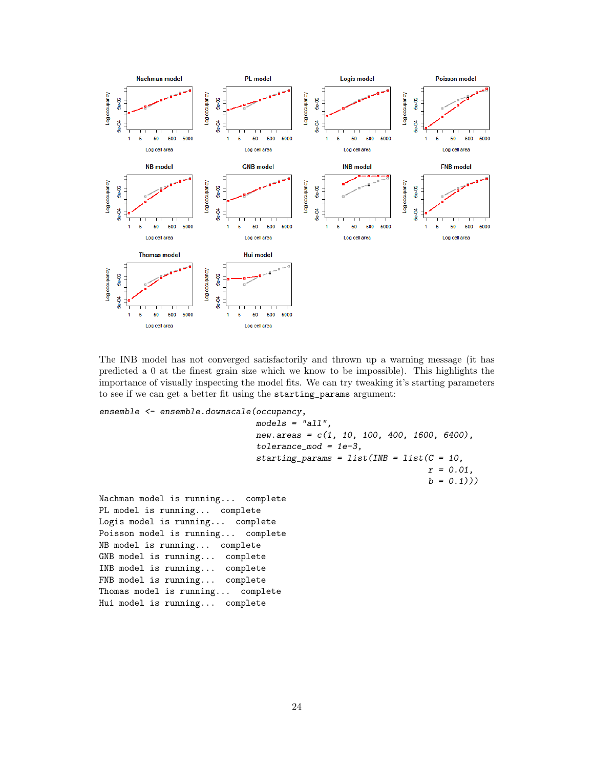The INB model has not converged satisfactorily and thrown up a warning message (it has predicted a 0 at the finest grain size which we know to be impossible). This highlights the importance of visually inspecting the model fits. We can try tweaking it's starting parameters to see if we can get a better fit using the `starting_params` argument:

```
ensemble <- ensemble.downscale(occupancy,
                               models = "all",
                               new.areas = c(1, 10, 100, 400, 1600, 6400),
                               tolerance_mod = 1e-3,
                               starting_params = list(INB = list(C = 10,
                                                                  r = 0.01,
                                                                  b = 0.1)))
```

```
Nachman model is running...  complete
PL model is running...  complete
Logis model is running...  complete
Poisson model is running...  complete
NB model is running...  complete
GNB model is running...  complete
INB model is running...  complete
FNB model is running...  complete
Thomas model is running...  complete
Hui model is running...  complete
```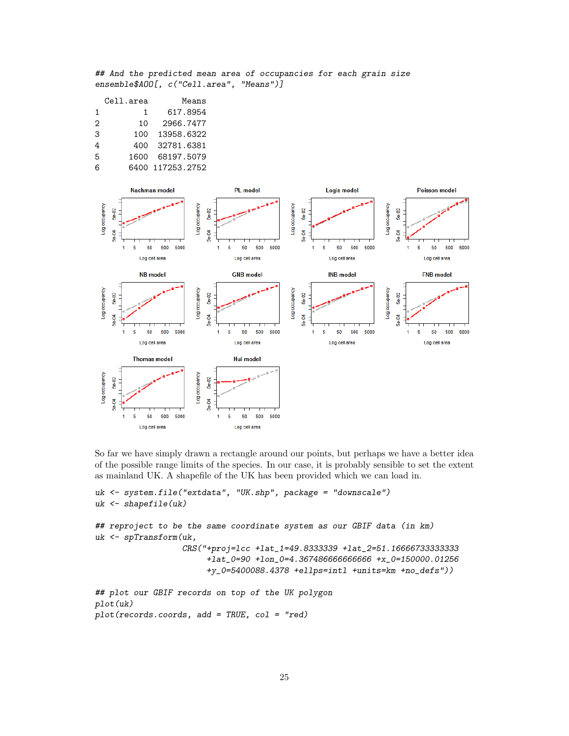```
## And the predicted mean area of occupancies for each grain size
ensemble$AOO[, c("Cell.area", "Means")]
```

```
  Cell.area       Means
1         1    617.8954
2        10   2966.7477
3       100  13958.6322
4       400  32781.6381
5      1600  68197.5079
6      6400 117253.2752
```

So far we have simply drawn a rectangle around our points, but perhaps we have a better idea of the possible range limits of the species. In our case, it is probably sensible to set the extent as mainland UK. A shapefile of the UK has been provided which we can load in.

```
uk <- system.file("extdata", "UK.shp", package = "downscale")
uk <- shapefile(uk)

## reproject to be the same coordinate system as our GBIF data (in km)
uk <- spTransform(uk,
                  CRS("+proj=lcc +lat_1=49.8333339 +lat_2=51.16666733333333
                      +lat_0=90 +lon_0=4.367486666666666 +x_0=150000.01256
                      +y_0=5400088.4378 +ellps=intl +units=km +no_defs"))

## plot our GBIF records on top of the UK polygon
plot(uk)
plot(records.coords, add = TRUE, col = "red)
```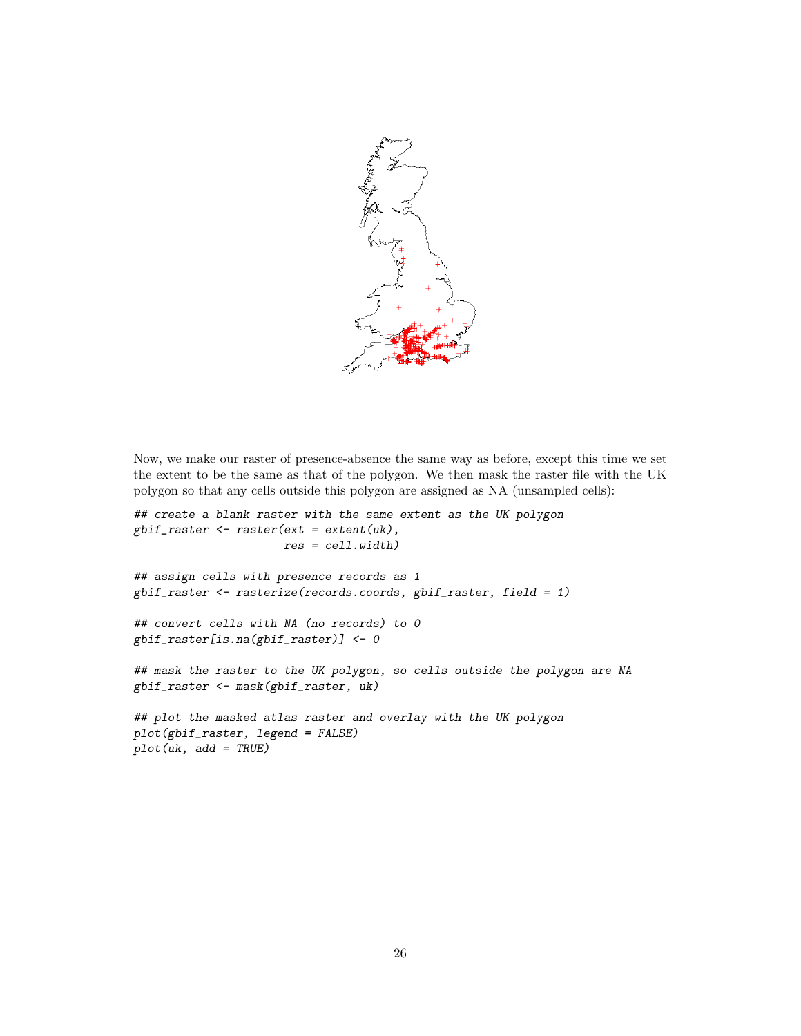Now, we make our raster of presence-absence the same way as before, except this time we set the extent to be the same as that of the polygon. We then mask the raster file with the UK polygon so that any cells outside this polygon are assigned as NA (unsampled cells):

```
## create a blank raster with the same extent as the UK polygon
gbif_raster <- raster(ext = extent(uk),
                      res = cell.width)

## assign cells with presence records as 1
gbif_raster <- rasterize(records.coords, gbif_raster, field = 1)

## convert cells with NA (no records) to 0
gbif_raster[is.na(gbif_raster)] <- 0

## mask the raster to the UK polygon, so cells outside the polygon are NA
gbif_raster <- mask(gbif_raster, uk)

## plot the masked atlas raster and overlay with the UK polygon
plot(gbif_raster, legend = FALSE)
plot(uk, add = TRUE)
```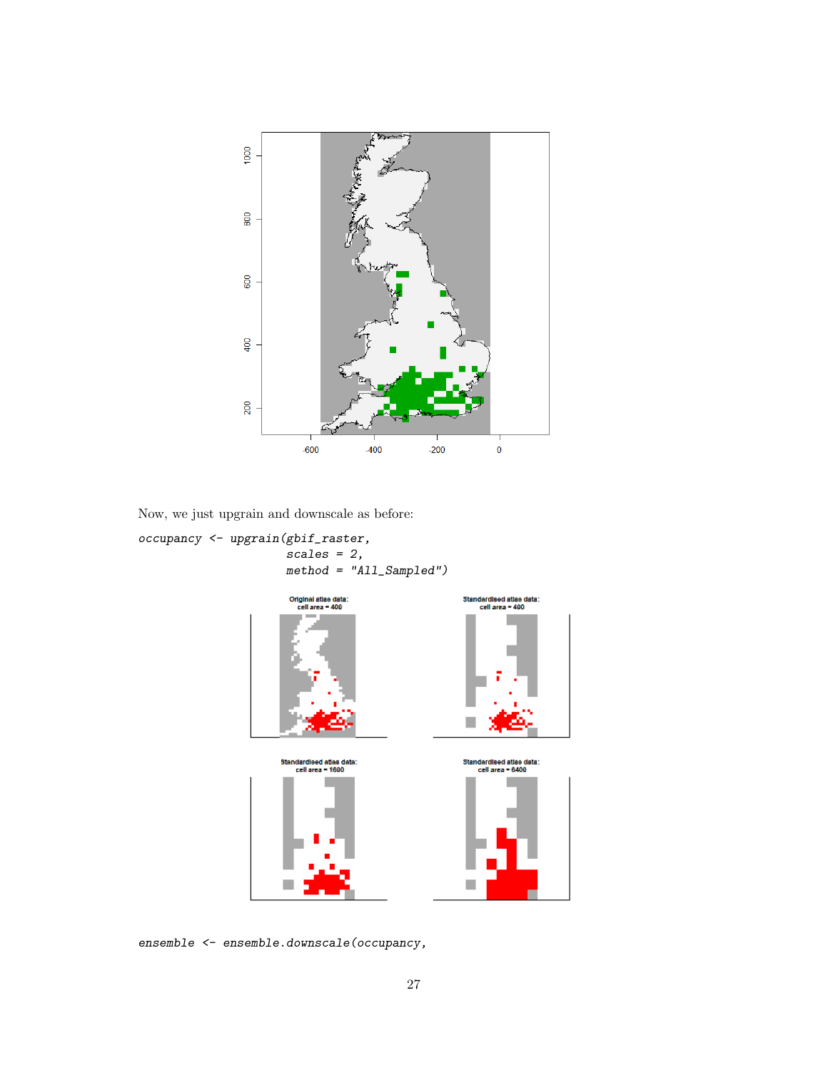Now, we just upgrain and downscale as before:

```
occupancy <- upgrain(gbif_raster,
                     scales = 2,
                     method = "All_Sampled")
```

```
ensemble <- ensemble.downscale(occupancy,
```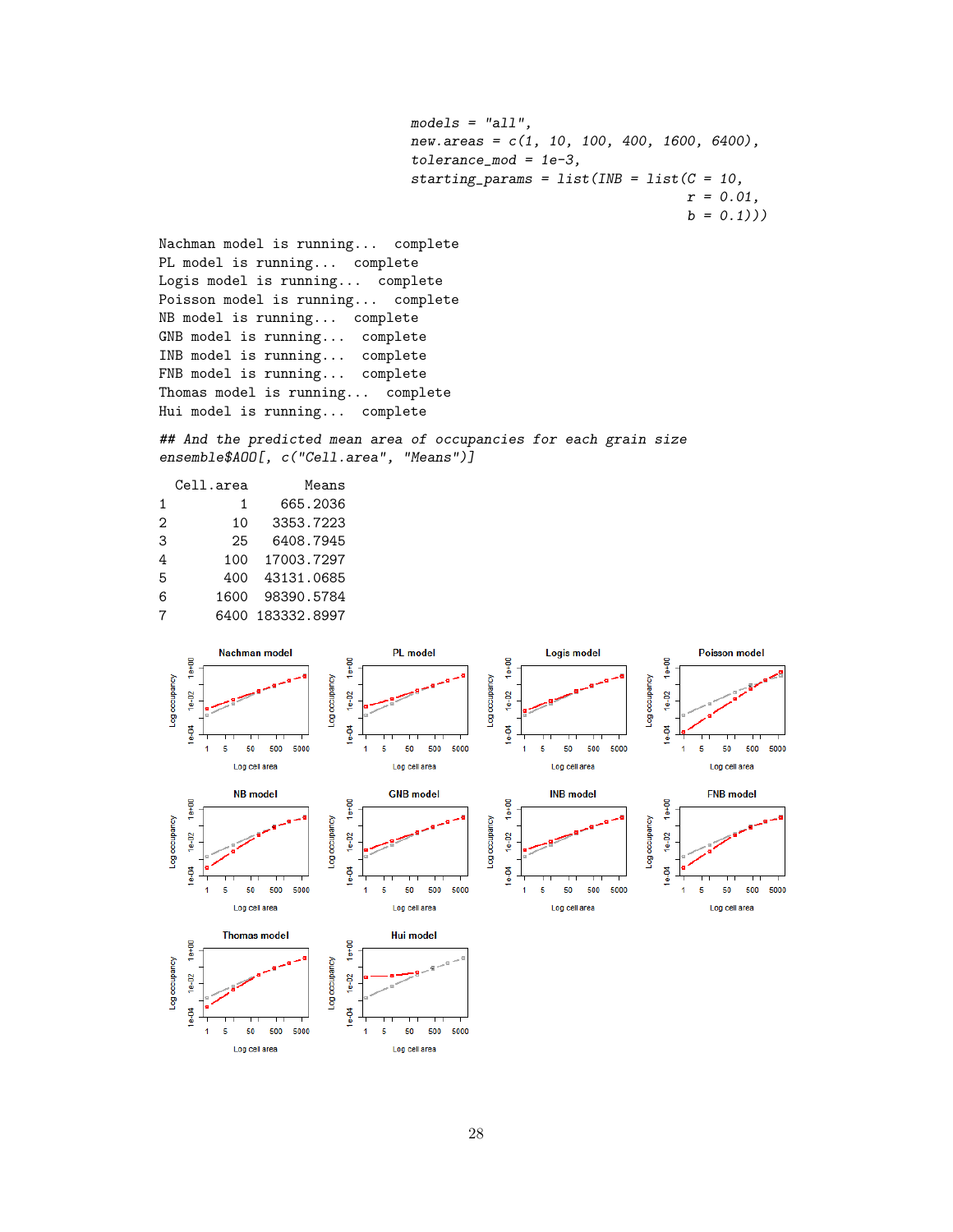```
                             models = "all",
                             new.areas = c(1, 10, 100, 400, 1600, 6400),
                             tolerance_mod = 1e-3,
                             starting_params = list(INB = list(C = 10,
                                                               r = 0.01,
                                                               b = 0.1)))

Nachman model is running...  complete
PL model is running...  complete
Logis model is running...  complete
Poisson model is running...  complete
NB model is running...  complete
GNB model is running...  complete
INB model is running...  complete
FNB model is running...  complete
Thomas model is running...  complete
Hui model is running...  complete

## And the predicted mean area of occupancies for each grain size
ensemble$AOO[, c("Cell.area", "Means")]

  Cell.area       Means
1         1    665.2036
2        10   3353.7223
3        25   6408.7945
4       100  17003.7297
5       400  43131.0685
6      1600  98390.5784
7      6400 183332.8997
```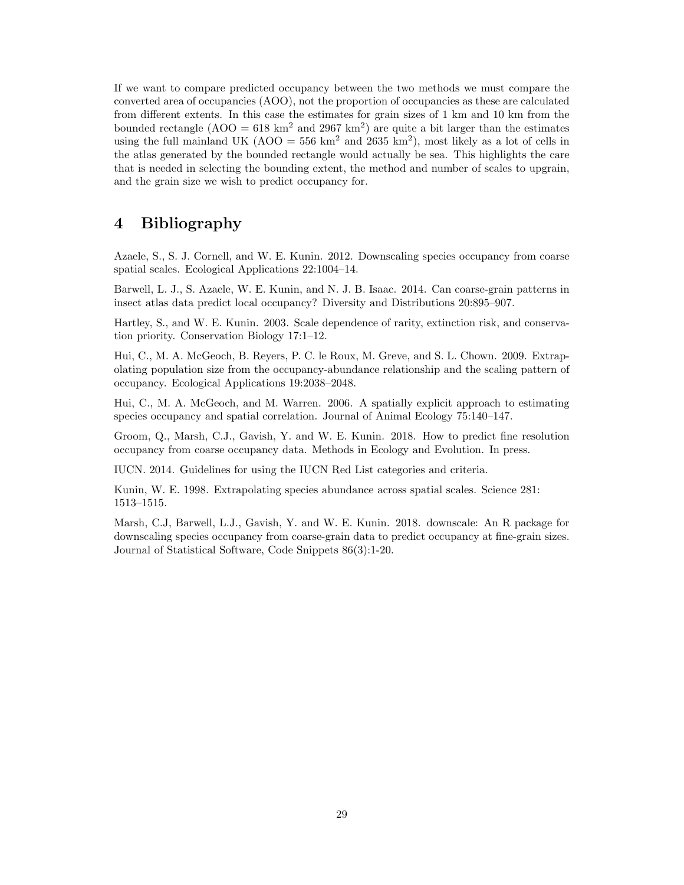If we want to compare predicted occupancy between the two methods we must compare the converted area of occupancies (AOO), not the proportion of occupancies as these are calculated from different extents. In this case the estimates for grain sizes of 1 km and 10 km from the bounded rectangle (AOO = 618 km$^2$ and 2967 km$^2$) are quite a bit larger than the estimates using the full mainland UK (AOO = 556 km$^2$ and 2635 km$^2$), most likely as a lot of cells in the atlas generated by the bounded rectangle would actually be sea. This highlights the care that is needed in selecting the bounding extent, the method and number of scales to upgrain, and the grain size we wish to predict occupancy for.

# 4 Bibliography

Azaele, S., S. J. Cornell, and W. E. Kunin. 2012. Downscaling species occupancy from coarse spatial scales. Ecological Applications 22:1004–14.

Barwell, L. J., S. Azaele, W. E. Kunin, and N. J. B. Isaac. 2014. Can coarse-grain patterns in insect atlas data predict local occupancy? Diversity and Distributions 20:895–907.

Hartley, S., and W. E. Kunin. 2003. Scale dependence of rarity, extinction risk, and conservation priority. Conservation Biology 17:1–12.

Hui, C., M. A. McGeoch, B. Reyers, P. C. le Roux, M. Greve, and S. L. Chown. 2009. Extrapolating population size from the occupancy-abundance relationship and the scaling pattern of occupancy. Ecological Applications 19:2038–2048.

Hui, C., M. A. McGeoch, and M. Warren. 2006. A spatially explicit approach to estimating species occupancy and spatial correlation. Journal of Animal Ecology 75:140–147.

Groom, Q., Marsh, C.J., Gavish, Y. and W. E. Kunin. 2018. How to predict fine resolution occupancy from coarse occupancy data. Methods in Ecology and Evolution. In press.

IUCN. 2014. Guidelines for using the IUCN Red List categories and criteria.

Kunin, W. E. 1998. Extrapolating species abundance across spatial scales. Science 281: 1513–1515.

Marsh, C.J, Barwell, L.J., Gavish, Y. and W. E. Kunin. 2018. downscale: An R package for downscaling species occupancy from coarse-grain data to predict occupancy at fine-grain sizes. Journal of Statistical Software, Code Snippets 86(3):1-20.